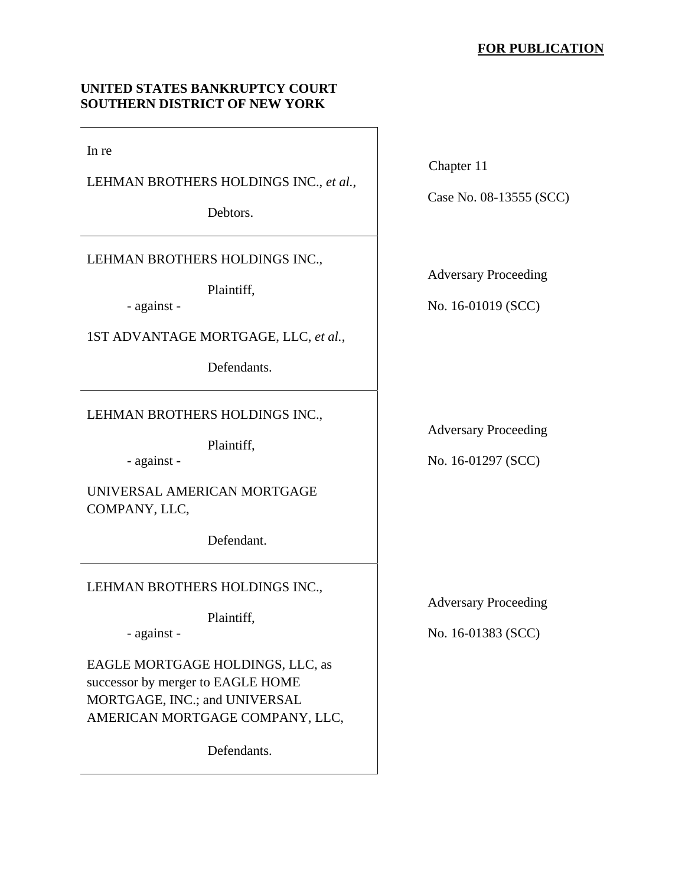**FOR PUBLICATION**

**UNITED STATES BANKRUPTCY COURT**
**SOUTHERN DISTRICT OF NEW YORK**

| | |
|---|---|
| In re<br><br>LEHMAN BROTHERS HOLDINGS INC., *et al.*,<br><br>Debtors. | Chapter 11<br><br>Case No. 08-13555 (SCC) |
| LEHMAN BROTHERS HOLDINGS INC.,<br><br>Plaintiff,<br>- against -<br><br>1ST ADVANTAGE MORTGAGE, LLC, *et al.*,<br><br>Defendants. | Adversary Proceeding<br><br>No. 16-01019 (SCC) |
| LEHMAN BROTHERS HOLDINGS INC.,<br><br>Plaintiff,<br>- against -<br><br>UNIVERSAL AMERICAN MORTGAGE COMPANY, LLC,<br><br>Defendant. | Adversary Proceeding<br><br>No. 16-01297 (SCC) |
| LEHMAN BROTHERS HOLDINGS INC.,<br><br>Plaintiff,<br>- against -<br><br>EAGLE MORTGAGE HOLDINGS, LLC, as successor by merger to EAGLE HOME MORTGAGE, INC.; and UNIVERSAL AMERICAN MORTGAGE COMPANY, LLC,<br><br>Defendants. | Adversary Proceeding<br><br>No. 16-01383 (SCC) |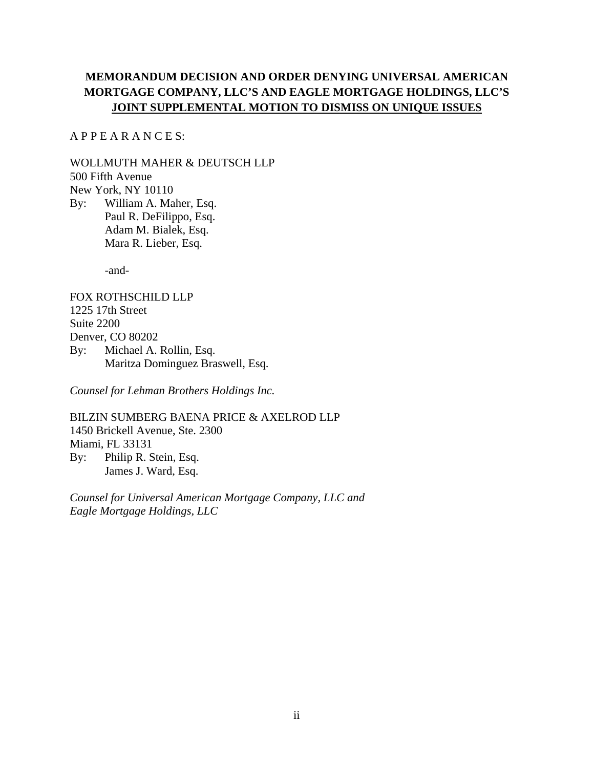**MEMORANDUM DECISION AND ORDER DENYING UNIVERSAL AMERICAN MORTGAGE COMPANY, LLC'S AND EAGLE MORTGAGE HOLDINGS, LLC'S JOINT SUPPLEMENTAL MOTION TO DISMISS ON UNIQUE ISSUES**

A P P E A R A N C E S:

WOLLMUTH MAHER & DEUTSCH LLP
500 Fifth Avenue
New York, NY 10110
By: William A. Maher, Esq.
Paul R. DeFilippo, Esq.
Adam M. Bialek, Esq.
Mara R. Lieber, Esq.

-and-

FOX ROTHSCHILD LLP
1225 17th Street
Suite 2200
Denver, CO 80202
By: Michael A. Rollin, Esq.
Maritza Dominguez Braswell, Esq.

*Counsel for Lehman Brothers Holdings Inc.*

BILZIN SUMBERG BAENA PRICE & AXELROD LLP
1450 Brickell Avenue, Ste. 2300
Miami, FL 33131
By: Philip R. Stein, Esq.
James J. Ward, Esq.

*Counsel for Universal American Mortgage Company, LLC and Eagle Mortgage Holdings, LLC*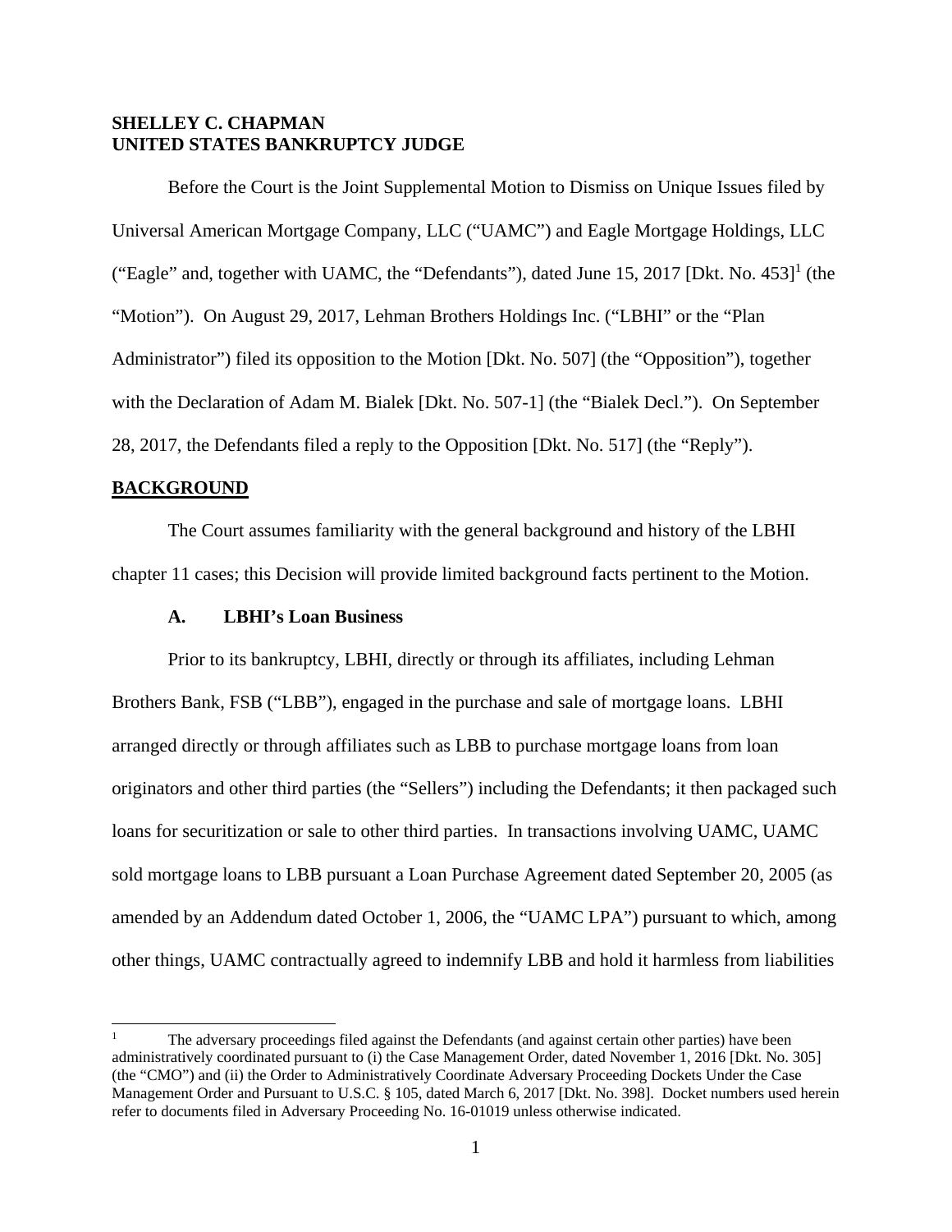**SHELLEY C. CHAPMAN**
**UNITED STATES BANKRUPTCY JUDGE**

Before the Court is the Joint Supplemental Motion to Dismiss on Unique Issues filed by Universal American Mortgage Company, LLC ("UAMC") and Eagle Mortgage Holdings, LLC ("Eagle" and, together with UAMC, the "Defendants"), dated June 15, 2017 [Dkt. No. 453][1] (the "Motion"). On August 29, 2017, Lehman Brothers Holdings Inc. ("LBHI" or the "Plan Administrator") filed its opposition to the Motion [Dkt. No. 507] (the "Opposition"), together with the Declaration of Adam M. Bialek [Dkt. No. 507-1] (the "Bialek Decl."). On September 28, 2017, the Defendants filed a reply to the Opposition [Dkt. No. 517] (the "Reply").

## BACKGROUND

The Court assumes familiarity with the general background and history of the LBHI chapter 11 cases; this Decision will provide limited background facts pertinent to the Motion.

### A. LBHI's Loan Business

Prior to its bankruptcy, LBHI, directly or through its affiliates, including Lehman Brothers Bank, FSB ("LBB"), engaged in the purchase and sale of mortgage loans. LBHI arranged directly or through affiliates such as LBB to purchase mortgage loans from loan originators and other third parties (the "Sellers") including the Defendants; it then packaged such loans for securitization or sale to other third parties. In transactions involving UAMC, UAMC sold mortgage loans to LBB pursuant a Loan Purchase Agreement dated September 20, 2005 (as amended by an Addendum dated October 1, 2006, the "UAMC LPA") pursuant to which, among other things, UAMC contractually agreed to indemnify LBB and hold it harmless from liabilities

[1] The adversary proceedings filed against the Defendants (and against certain other parties) have been administratively coordinated pursuant to (i) the Case Management Order, dated November 1, 2016 [Dkt. No. 305] (the "CMO") and (ii) the Order to Administratively Coordinate Adversary Proceeding Dockets Under the Case Management Order and Pursuant to U.S.C. § 105, dated March 6, 2017 [Dkt. No. 398]. Docket numbers used herein refer to documents filed in Adversary Proceeding No. 16-01019 unless otherwise indicated.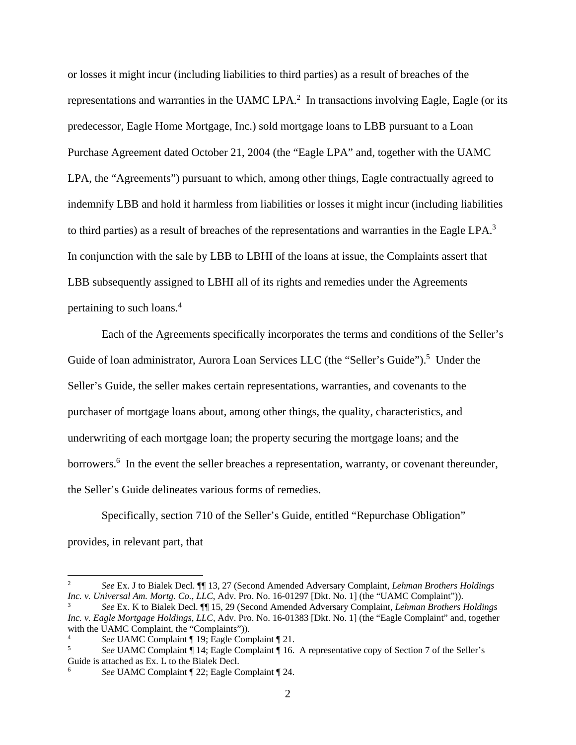or losses it might incur (including liabilities to third parties) as a result of breaches of the representations and warranties in the UAMC LPA.[2] In transactions involving Eagle, Eagle (or its predecessor, Eagle Home Mortgage, Inc.) sold mortgage loans to LBB pursuant to a Loan Purchase Agreement dated October 21, 2004 (the "Eagle LPA" and, together with the UAMC LPA, the "Agreements") pursuant to which, among other things, Eagle contractually agreed to indemnify LBB and hold it harmless from liabilities or losses it might incur (including liabilities to third parties) as a result of breaches of the representations and warranties in the Eagle LPA.[3] In conjunction with the sale by LBB to LBHI of the loans at issue, the Complaints assert that LBB subsequently assigned to LBHI all of its rights and remedies under the Agreements pertaining to such loans.[4]

Each of the Agreements specifically incorporates the terms and conditions of the Seller's Guide of loan administrator, Aurora Loan Services LLC (the "Seller's Guide").[5] Under the Seller's Guide, the seller makes certain representations, warranties, and covenants to the purchaser of mortgage loans about, among other things, the quality, characteristics, and underwriting of each mortgage loan; the property securing the mortgage loans; and the borrowers.[6] In the event the seller breaches a representation, warranty, or covenant thereunder, the Seller's Guide delineates various forms of remedies.

Specifically, section 710 of the Seller's Guide, entitled "Repurchase Obligation" provides, in relevant part, that

---

[2] *See* Ex. J to Bialek Decl. ¶¶ 13, 27 (Second Amended Adversary Complaint, *Lehman Brothers Holdings Inc. v. Universal Am. Mortg. Co., LLC*, Adv. Pro. No. 16-01297 [Dkt. No. 1] (the "UAMC Complaint")).

[3] *See* Ex. K to Bialek Decl. ¶¶ 15, 29 (Second Amended Adversary Complaint, *Lehman Brothers Holdings Inc. v. Eagle Mortgage Holdings, LLC*, Adv. Pro. No. 16-01383 [Dkt. No. 1] (the "Eagle Complaint" and, together with the UAMC Complaint, the "Complaints")).

[4] *See* UAMC Complaint ¶ 19; Eagle Complaint ¶ 21.

[5] *See* UAMC Complaint ¶ 14; Eagle Complaint ¶ 16. A representative copy of Section 7 of the Seller's Guide is attached as Ex. L to the Bialek Decl.

[6] *See* UAMC Complaint ¶ 22; Eagle Complaint ¶ 24.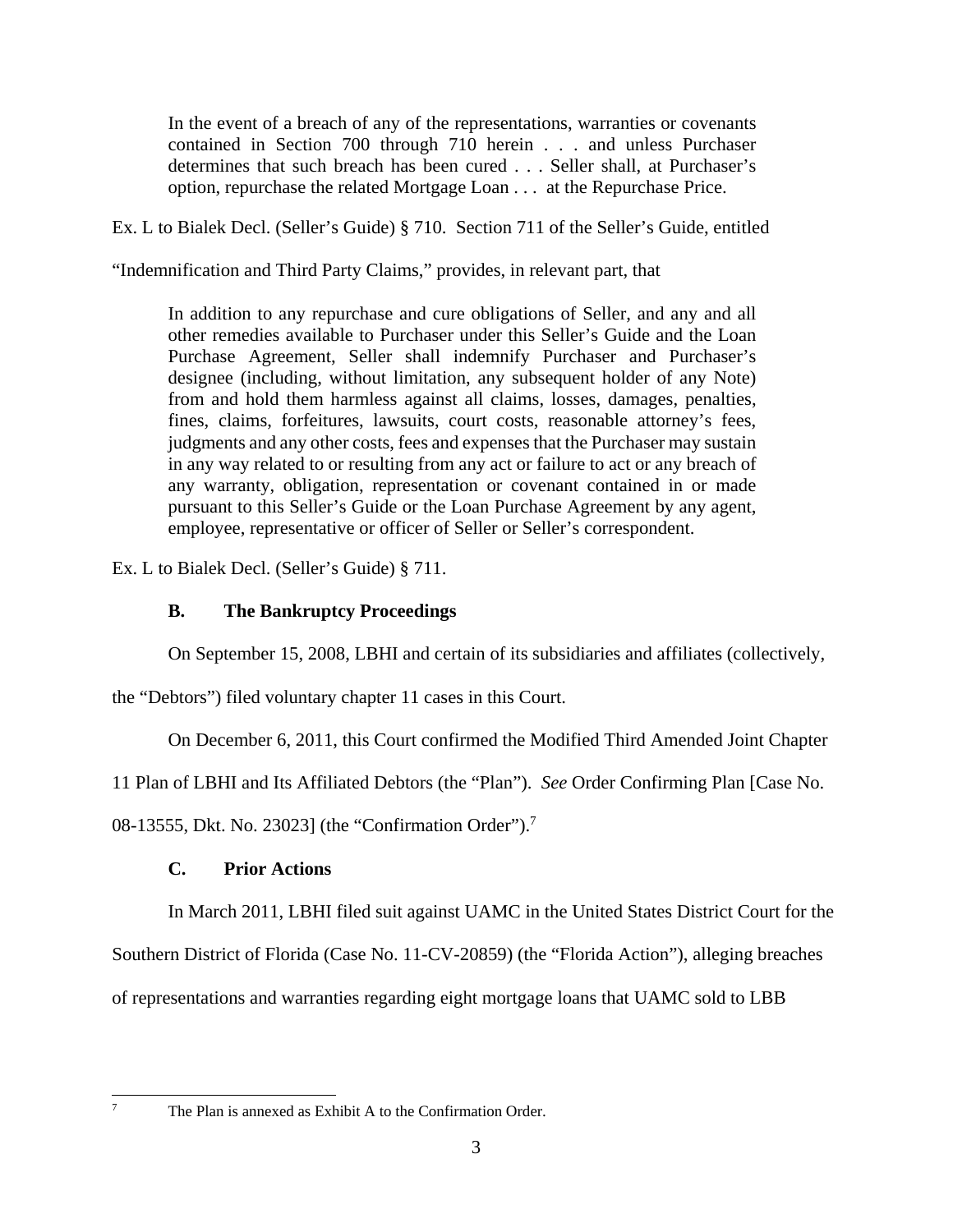> In the event of a breach of any of the representations, warranties or covenants contained in Section 700 through 710 herein . . . and unless Purchaser determines that such breach has been cured . . . Seller shall, at Purchaser's option, repurchase the related Mortgage Loan . . . at the Repurchase Price.

Ex. L to Bialek Decl. (Seller's Guide) § 710. Section 711 of the Seller's Guide, entitled "Indemnification and Third Party Claims," provides, in relevant part, that

> In addition to any repurchase and cure obligations of Seller, and any and all other remedies available to Purchaser under this Seller's Guide and the Loan Purchase Agreement, Seller shall indemnify Purchaser and Purchaser's designee (including, without limitation, any subsequent holder of any Note) from and hold them harmless against all claims, losses, damages, penalties, fines, claims, forfeitures, lawsuits, court costs, reasonable attorney's fees, judgments and any other costs, fees and expenses that the Purchaser may sustain in any way related to or resulting from any act or failure to act or any breach of any warranty, obligation, representation or covenant contained in or made pursuant to this Seller's Guide or the Loan Purchase Agreement by any agent, employee, representative or officer of Seller or Seller's correspondent.

Ex. L to Bialek Decl. (Seller's Guide) § 711.

### B. The Bankruptcy Proceedings

On September 15, 2008, LBHI and certain of its subsidiaries and affiliates (collectively, the "Debtors") filed voluntary chapter 11 cases in this Court.

On December 6, 2011, this Court confirmed the Modified Third Amended Joint Chapter 11 Plan of LBHI and Its Affiliated Debtors (the "Plan"). *See* Order Confirming Plan [Case No. 08-13555, Dkt. No. 23023] (the "Confirmation Order").[7]

### C. Prior Actions

In March 2011, LBHI filed suit against UAMC in the United States District Court for the Southern District of Florida (Case No. 11-CV-20859) (the "Florida Action"), alleging breaches of representations and warranties regarding eight mortgage loans that UAMC sold to LBB

---

[7] The Plan is annexed as Exhibit A to the Confirmation Order.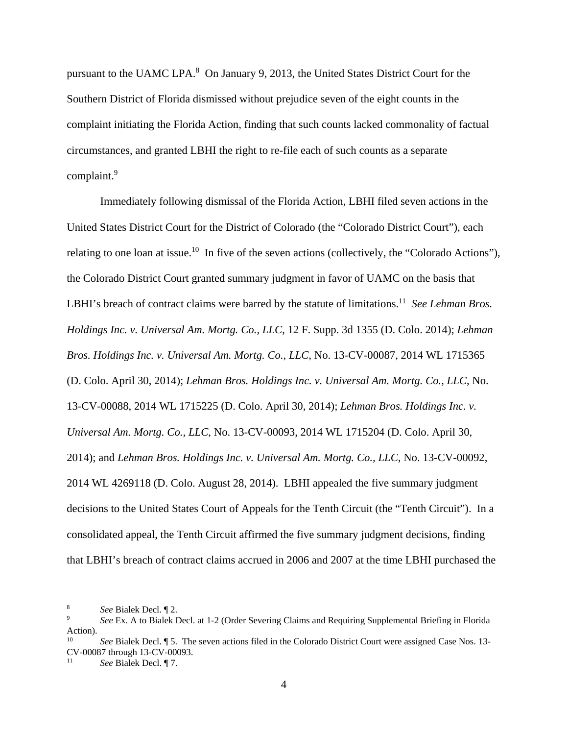pursuant to the UAMC LPA.[8] On January 9, 2013, the United States District Court for the Southern District of Florida dismissed without prejudice seven of the eight counts in the complaint initiating the Florida Action, finding that such counts lacked commonality of factual circumstances, and granted LBHI the right to re-file each of such counts as a separate complaint.[9]

Immediately following dismissal of the Florida Action, LBHI filed seven actions in the United States District Court for the District of Colorado (the "Colorado District Court"), each relating to one loan at issue.[10] In five of the seven actions (collectively, the "Colorado Actions"), the Colorado District Court granted summary judgment in favor of UAMC on the basis that LBHI's breach of contract claims were barred by the statute of limitations.[11] *See Lehman Bros. Holdings Inc. v. Universal Am. Mortg. Co., LLC*, 12 F. Supp. 3d 1355 (D. Colo. 2014); *Lehman Bros. Holdings Inc. v. Universal Am. Mortg. Co., LLC*, No. 13-CV-00087, 2014 WL 1715365 (D. Colo. April 30, 2014); *Lehman Bros. Holdings Inc. v. Universal Am. Mortg. Co., LLC*, No. 13-CV-00088, 2014 WL 1715225 (D. Colo. April 30, 2014); *Lehman Bros. Holdings Inc. v. Universal Am. Mortg. Co., LLC*, No. 13-CV-00093, 2014 WL 1715204 (D. Colo. April 30, 2014); and *Lehman Bros. Holdings Inc. v. Universal Am. Mortg. Co., LLC*, No. 13-CV-00092, 2014 WL 4269118 (D. Colo. August 28, 2014). LBHI appealed the five summary judgment decisions to the United States Court of Appeals for the Tenth Circuit (the "Tenth Circuit"). In a consolidated appeal, the Tenth Circuit affirmed the five summary judgment decisions, finding that LBHI's breach of contract claims accrued in 2006 and 2007 at the time LBHI purchased the

---

[8] *See* Bialek Decl. ¶ 2.

[9] *See* Ex. A to Bialek Decl. at 1-2 (Order Severing Claims and Requiring Supplemental Briefing in Florida Action).

[10] *See* Bialek Decl. ¶ 5. The seven actions filed in the Colorado District Court were assigned Case Nos. 13-CV-00087 through 13-CV-00093.

[11] *See* Bialek Decl. ¶ 7.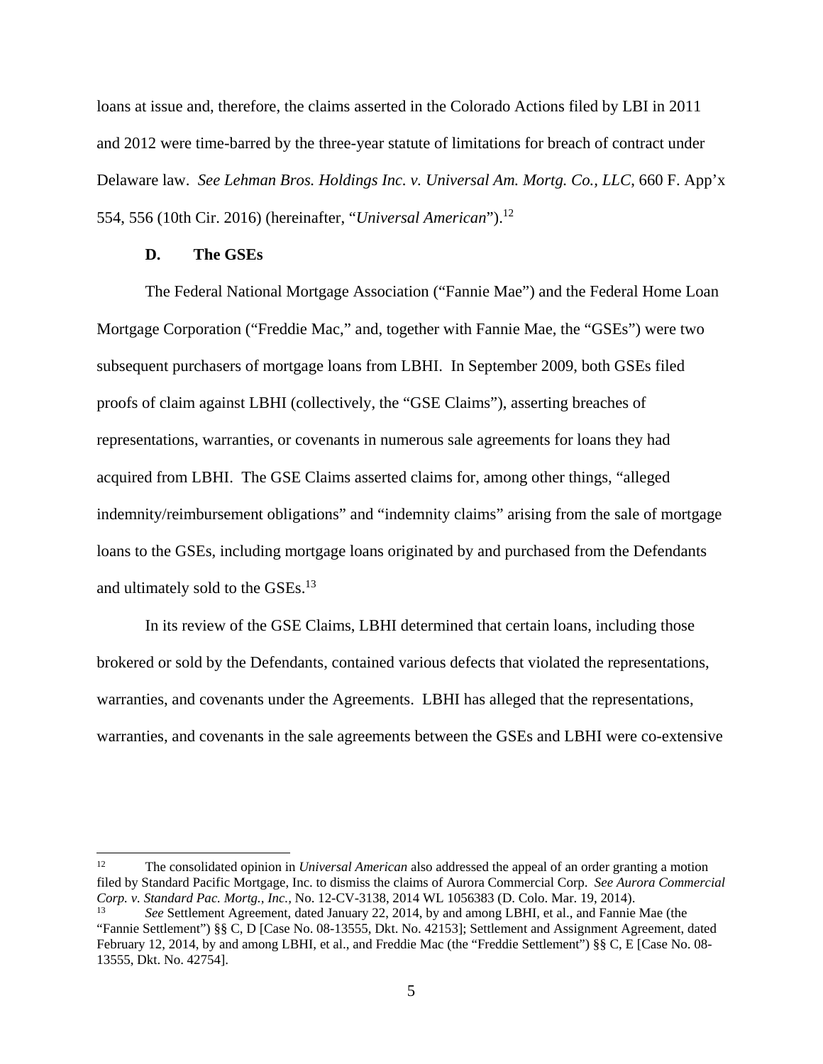loans at issue and, therefore, the claims asserted in the Colorado Actions filed by LBI in 2011 and 2012 were time-barred by the three-year statute of limitations for breach of contract under Delaware law. *See Lehman Bros. Holdings Inc. v. Universal Am. Mortg. Co., LLC*, 660 F. App'x 554, 556 (10th Cir. 2016) (hereinafter, "*Universal American*").[12]

### D. The GSEs

The Federal National Mortgage Association ("Fannie Mae") and the Federal Home Loan Mortgage Corporation ("Freddie Mac," and, together with Fannie Mae, the "GSEs") were two subsequent purchasers of mortgage loans from LBHI. In September 2009, both GSEs filed proofs of claim against LBHI (collectively, the "GSE Claims"), asserting breaches of representations, warranties, or covenants in numerous sale agreements for loans they had acquired from LBHI. The GSE Claims asserted claims for, among other things, "alleged indemnity/reimbursement obligations" and "indemnity claims" arising from the sale of mortgage loans to the GSEs, including mortgage loans originated by and purchased from the Defendants and ultimately sold to the GSEs.[13]

In its review of the GSE Claims, LBHI determined that certain loans, including those brokered or sold by the Defendants, contained various defects that violated the representations, warranties, and covenants under the Agreements. LBHI has alleged that the representations, warranties, and covenants in the sale agreements between the GSEs and LBHI were co-extensive

---

[12] The consolidated opinion in *Universal American* also addressed the appeal of an order granting a motion filed by Standard Pacific Mortgage, Inc. to dismiss the claims of Aurora Commercial Corp. *See Aurora Commercial Corp. v. Standard Pac. Mortg., Inc.*, No. 12-CV-3138, 2014 WL 1056383 (D. Colo. Mar. 19, 2014).

[13] *See* Settlement Agreement, dated January 22, 2014, by and among LBHI, et al., and Fannie Mae (the "Fannie Settlement") §§ C, D [Case No. 08-13555, Dkt. No. 42153]; Settlement and Assignment Agreement, dated February 12, 2014, by and among LBHI, et al., and Freddie Mac (the "Freddie Settlement") §§ C, E [Case No. 08-13555, Dkt. No. 42754].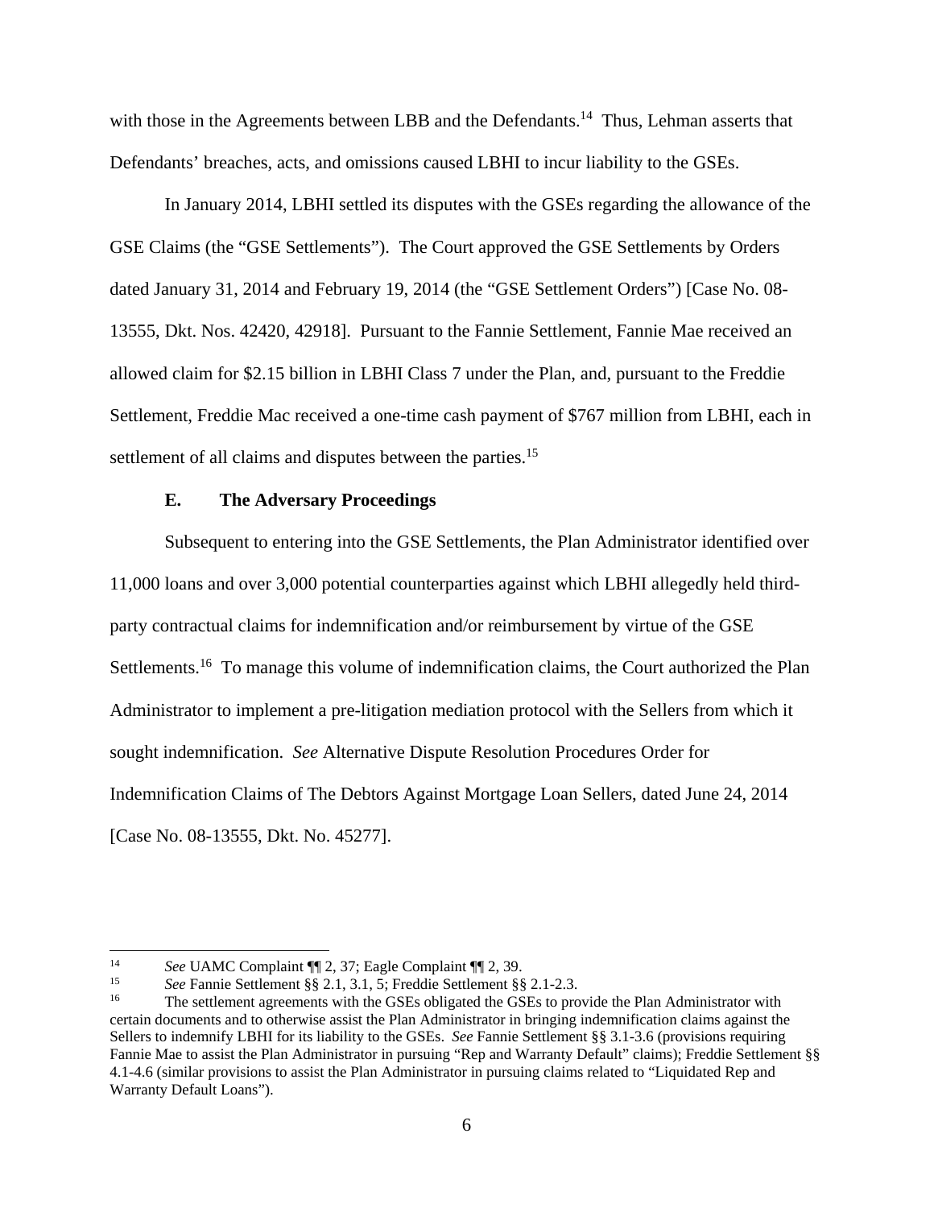with those in the Agreements between LBB and the Defendants.[14] Thus, Lehman asserts that Defendants' breaches, acts, and omissions caused LBHI to incur liability to the GSEs.

In January 2014, LBHI settled its disputes with the GSEs regarding the allowance of the GSE Claims (the "GSE Settlements"). The Court approved the GSE Settlements by Orders dated January 31, 2014 and February 19, 2014 (the "GSE Settlement Orders") [Case No. 08-13555, Dkt. Nos. 42420, 42918]. Pursuant to the Fannie Settlement, Fannie Mae received an allowed claim for $2.15 billion in LBHI Class 7 under the Plan, and, pursuant to the Freddie Settlement, Freddie Mac received a one-time cash payment of $767 million from LBHI, each in settlement of all claims and disputes between the parties.[15]

### E. The Adversary Proceedings

Subsequent to entering into the GSE Settlements, the Plan Administrator identified over 11,000 loans and over 3,000 potential counterparties against which LBHI allegedly held third-party contractual claims for indemnification and/or reimbursement by virtue of the GSE Settlements.[16] To manage this volume of indemnification claims, the Court authorized the Plan Administrator to implement a pre-litigation mediation protocol with the Sellers from which it sought indemnification. *See* Alternative Dispute Resolution Procedures Order for Indemnification Claims of The Debtors Against Mortgage Loan Sellers, dated June 24, 2014 [Case No. 08-13555, Dkt. No. 45277].

---

[14] *See* UAMC Complaint ¶¶ 2, 37; Eagle Complaint ¶¶ 2, 39.

[15] *See* Fannie Settlement §§ 2.1, 3.1, 5; Freddie Settlement §§ 2.1-2.3.

[16] The settlement agreements with the GSEs obligated the GSEs to provide the Plan Administrator with certain documents and to otherwise assist the Plan Administrator in bringing indemnification claims against the Sellers to indemnify LBHI for its liability to the GSEs. *See* Fannie Settlement §§ 3.1-3.6 (provisions requiring Fannie Mae to assist the Plan Administrator in pursuing "Rep and Warranty Default" claims); Freddie Settlement §§ 4.1-4.6 (similar provisions to assist the Plan Administrator in pursuing claims related to "Liquidated Rep and Warranty Default Loans").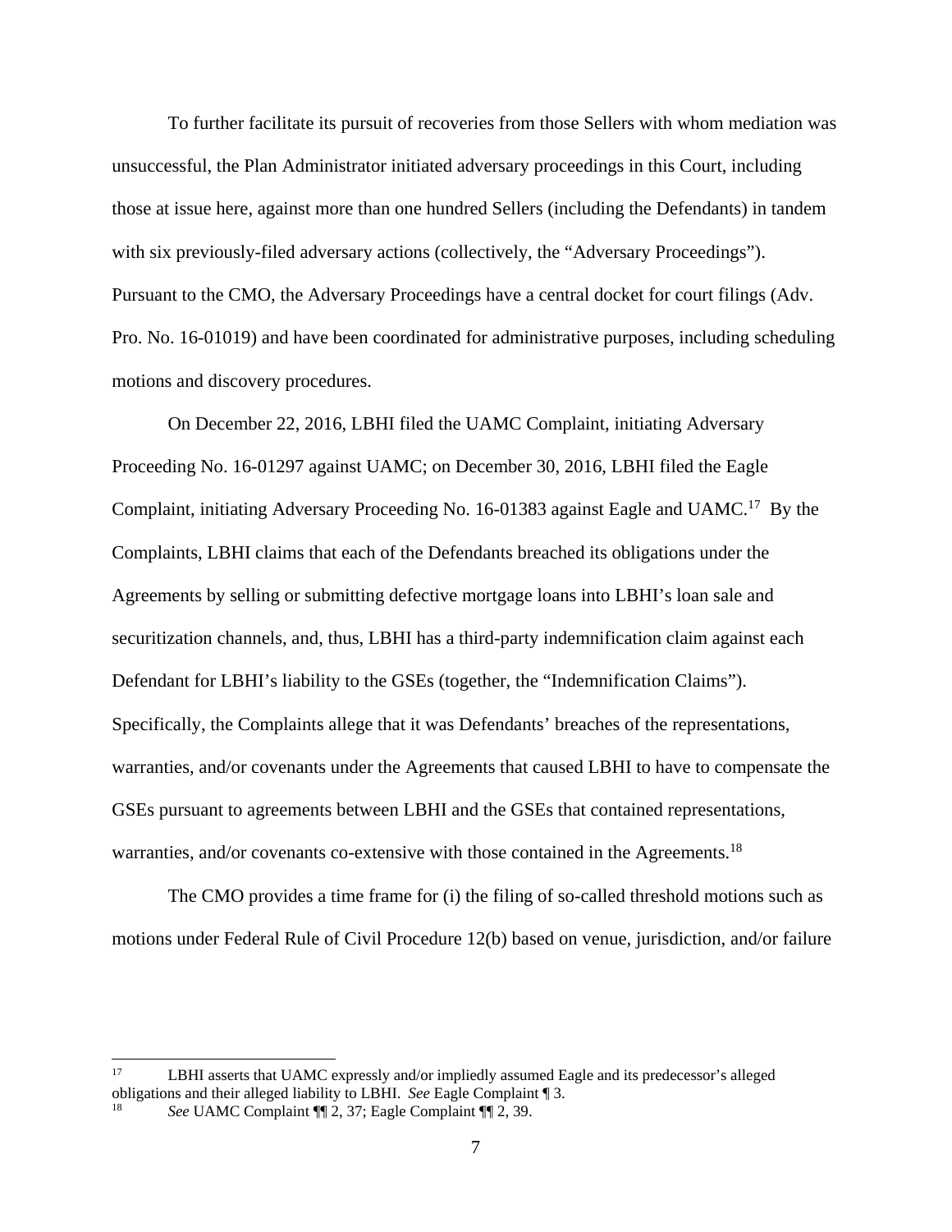To further facilitate its pursuit of recoveries from those Sellers with whom mediation was unsuccessful, the Plan Administrator initiated adversary proceedings in this Court, including those at issue here, against more than one hundred Sellers (including the Defendants) in tandem with six previously-filed adversary actions (collectively, the "Adversary Proceedings"). Pursuant to the CMO, the Adversary Proceedings have a central docket for court filings (Adv. Pro. No. 16-01019) and have been coordinated for administrative purposes, including scheduling motions and discovery procedures.

On December 22, 2016, LBHI filed the UAMC Complaint, initiating Adversary Proceeding No. 16-01297 against UAMC; on December 30, 2016, LBHI filed the Eagle Complaint, initiating Adversary Proceeding No. 16-01383 against Eagle and UAMC.[17] By the Complaints, LBHI claims that each of the Defendants breached its obligations under the Agreements by selling or submitting defective mortgage loans into LBHI's loan sale and securitization channels, and, thus, LBHI has a third-party indemnification claim against each Defendant for LBHI's liability to the GSEs (together, the "Indemnification Claims"). Specifically, the Complaints allege that it was Defendants' breaches of the representations, warranties, and/or covenants under the Agreements that caused LBHI to have to compensate the GSEs pursuant to agreements between LBHI and the GSEs that contained representations, warranties, and/or covenants co-extensive with those contained in the Agreements.[18]

The CMO provides a time frame for (i) the filing of so-called threshold motions such as motions under Federal Rule of Civil Procedure 12(b) based on venue, jurisdiction, and/or failure

---

[17] LBHI asserts that UAMC expressly and/or impliedly assumed Eagle and its predecessor's alleged obligations and their alleged liability to LBHI. *See* Eagle Complaint ¶ 3.

[18] *See* UAMC Complaint ¶¶ 2, 37; Eagle Complaint ¶¶ 2, 39.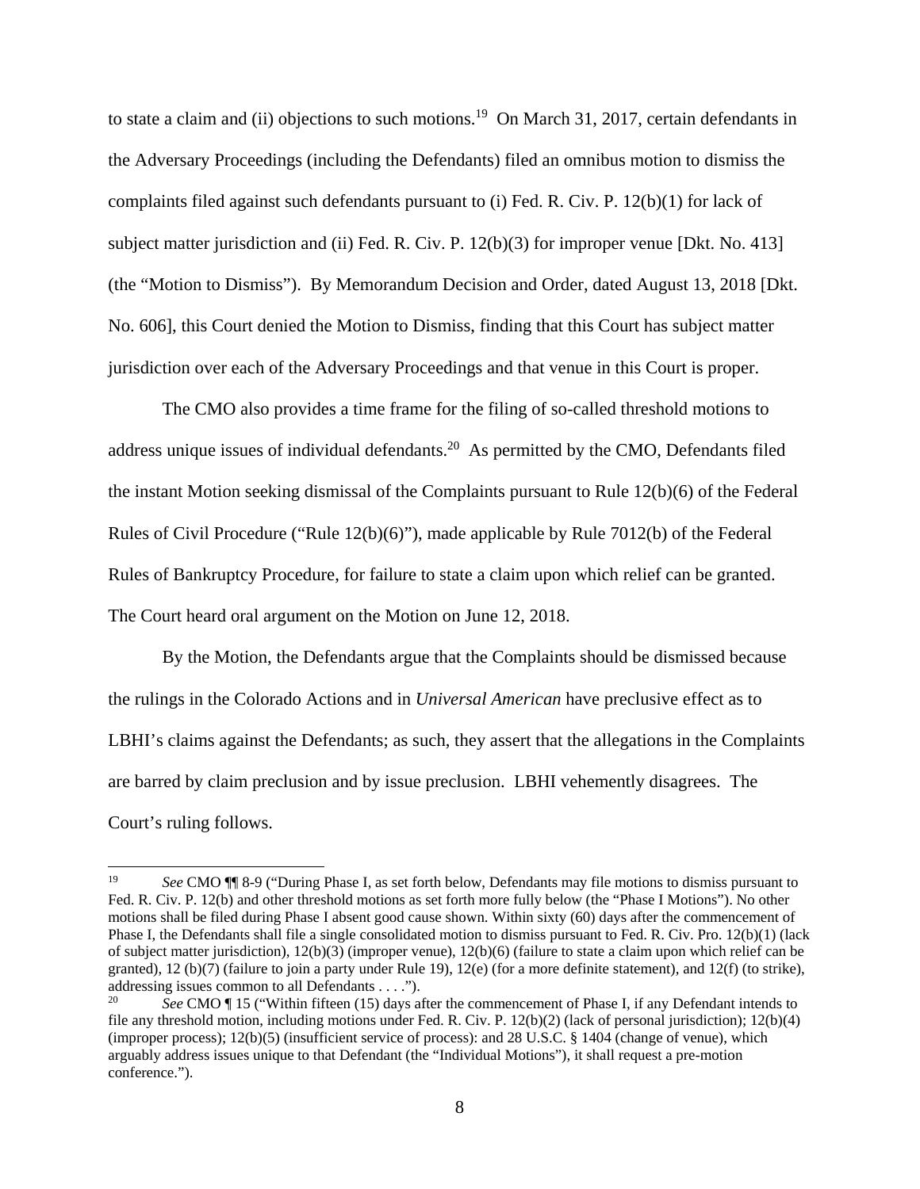to state a claim and (ii) objections to such motions.[19] On March 31, 2017, certain defendants in the Adversary Proceedings (including the Defendants) filed an omnibus motion to dismiss the complaints filed against such defendants pursuant to (i) Fed. R. Civ. P. 12(b)(1) for lack of subject matter jurisdiction and (ii) Fed. R. Civ. P. 12(b)(3) for improper venue [Dkt. No. 413] (the "Motion to Dismiss"). By Memorandum Decision and Order, dated August 13, 2018 [Dkt. No. 606], this Court denied the Motion to Dismiss, finding that this Court has subject matter jurisdiction over each of the Adversary Proceedings and that venue in this Court is proper.

The CMO also provides a time frame for the filing of so-called threshold motions to address unique issues of individual defendants.[20] As permitted by the CMO, Defendants filed the instant Motion seeking dismissal of the Complaints pursuant to Rule 12(b)(6) of the Federal Rules of Civil Procedure ("Rule 12(b)(6)"), made applicable by Rule 7012(b) of the Federal Rules of Bankruptcy Procedure, for failure to state a claim upon which relief can be granted. The Court heard oral argument on the Motion on June 12, 2018.

By the Motion, the Defendants argue that the Complaints should be dismissed because the rulings in the Colorado Actions and in *Universal American* have preclusive effect as to LBHI's claims against the Defendants; as such, they assert that the allegations in the Complaints are barred by claim preclusion and by issue preclusion. LBHI vehemently disagrees. The Court's ruling follows.

---

[19] *See* CMO ¶¶ 8-9 ("During Phase I, as set forth below, Defendants may file motions to dismiss pursuant to Fed. R. Civ. P. 12(b) and other threshold motions as set forth more fully below (the "Phase I Motions"). No other motions shall be filed during Phase I absent good cause shown. Within sixty (60) days after the commencement of Phase I, the Defendants shall file a single consolidated motion to dismiss pursuant to Fed. R. Civ. Pro. 12(b)(1) (lack of subject matter jurisdiction), 12(b)(3) (improper venue), 12(b)(6) (failure to state a claim upon which relief can be granted), 12 (b)(7) (failure to join a party under Rule 19), 12(e) (for a more definite statement), and 12(f) (to strike), addressing issues common to all Defendants . . . .").

[20] *See* CMO ¶ 15 ("Within fifteen (15) days after the commencement of Phase I, if any Defendant intends to file any threshold motion, including motions under Fed. R. Civ. P. 12(b)(2) (lack of personal jurisdiction); 12(b)(4) (improper process); 12(b)(5) (insufficient service of process): and 28 U.S.C. § 1404 (change of venue), which arguably address issues unique to that Defendant (the "Individual Motions"), it shall request a pre-motion conference.").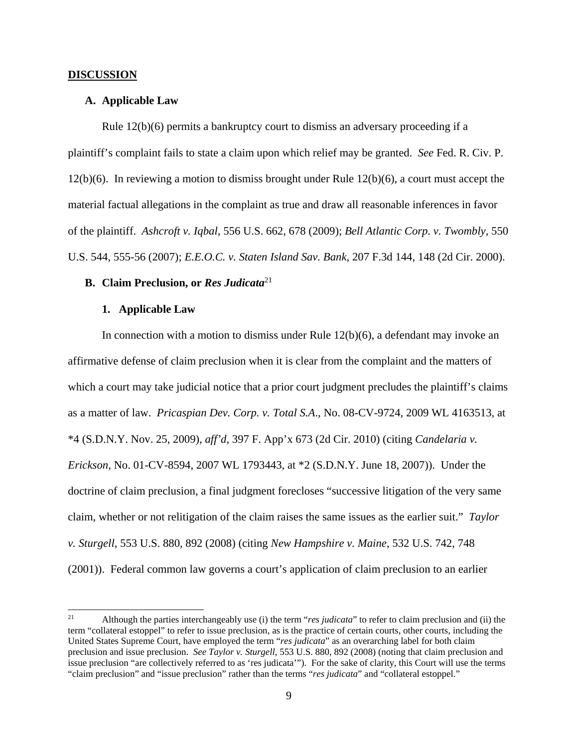## DISCUSSION

### A. Applicable Law

Rule 12(b)(6) permits a bankruptcy court to dismiss an adversary proceeding if a plaintiff's complaint fails to state a claim upon which relief may be granted. *See* Fed. R. Civ. P. 12(b)(6). In reviewing a motion to dismiss brought under Rule 12(b)(6), a court must accept the material factual allegations in the complaint as true and draw all reasonable inferences in favor of the plaintiff. *Ashcroft v. Iqbal*, 556 U.S. 662, 678 (2009); *Bell Atlantic Corp. v. Twombly*, 550 U.S. 544, 555-56 (2007); *E.E.O.C. v. Staten Island Sav. Bank*, 207 F.3d 144, 148 (2d Cir. 2000).

### B. Claim Preclusion, or *Res Judicata*[21]

#### 1. Applicable Law

In connection with a motion to dismiss under Rule 12(b)(6), a defendant may invoke an affirmative defense of claim preclusion when it is clear from the complaint and the matters of which a court may take judicial notice that a prior court judgment precludes the plaintiff's claims as a matter of law. *Pricaspian Dev. Corp. v. Total S.A.*, No. 08-CV-9724, 2009 WL 4163513, at *4 (S.D.N.Y. Nov. 25, 2009), *aff'd*, 397 F. App'x 673 (2d Cir. 2010) (citing *Candelaria v. Erickson*, No. 01-CV-8594, 2007 WL 1793443, at *2 (S.D.N.Y. June 18, 2007)). Under the doctrine of claim preclusion, a final judgment forecloses "successive litigation of the very same claim, whether or not relitigation of the claim raises the same issues as the earlier suit." *Taylor v. Sturgell*, 553 U.S. 880, 892 (2008) (citing *New Hampshire v. Maine*, 532 U.S. 742, 748 (2001)). Federal common law governs a court's application of claim preclusion to an earlier

---

[21] Although the parties interchangeably use (i) the term "*res judicata*" to refer to claim preclusion and (ii) the term "collateral estoppel" to refer to issue preclusion, as is the practice of certain courts, other courts, including the United States Supreme Court, have employed the term "*res judicata*" as an overarching label for both claim preclusion and issue preclusion. *See Taylor v. Sturgell*, 553 U.S. 880, 892 (2008) (noting that claim preclusion and issue preclusion "are collectively referred to as 'res judicata'"). For the sake of clarity, this Court will use the terms "claim preclusion" and "issue preclusion" rather than the terms "*res judicata*" and "collateral estoppel."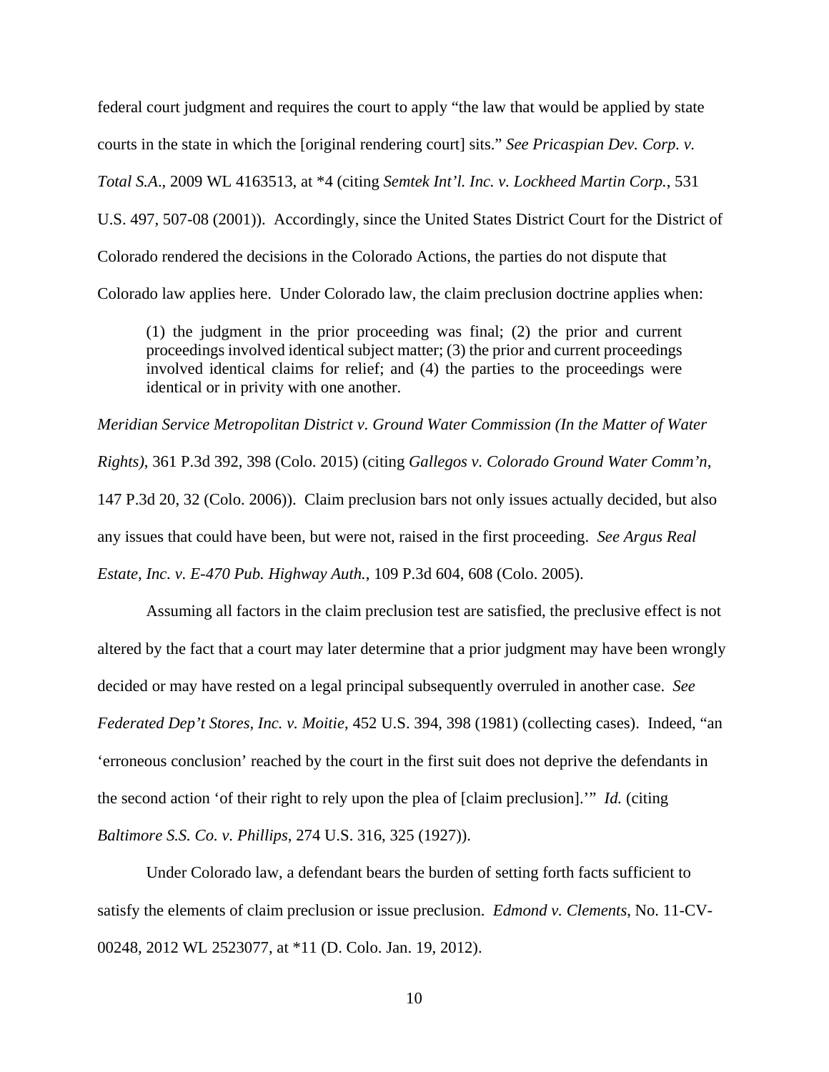federal court judgment and requires the court to apply "the law that would be applied by state courts in the state in which the [original rendering court] sits." *See Pricaspian Dev. Corp. v. Total S.A.*, 2009 WL 4163513, at *4 (citing *Semtek Int'l. Inc. v. Lockheed Martin Corp.*, 531 U.S. 497, 507-08 (2001)). Accordingly, since the United States District Court for the District of Colorado rendered the decisions in the Colorado Actions, the parties do not dispute that Colorado law applies here. Under Colorado law, the claim preclusion doctrine applies when:

> (1) the judgment in the prior proceeding was final; (2) the prior and current proceedings involved identical subject matter; (3) the prior and current proceedings involved identical claims for relief; and (4) the parties to the proceedings were identical or in privity with one another.

*Meridian Service Metropolitan District v. Ground Water Commission (In the Matter of Water Rights)*, 361 P.3d 392, 398 (Colo. 2015) (citing *Gallegos v. Colorado Ground Water Comm'n*, 147 P.3d 20, 32 (Colo. 2006)). Claim preclusion bars not only issues actually decided, but also any issues that could have been, but were not, raised in the first proceeding. *See Argus Real Estate, Inc. v. E-470 Pub. Highway Auth.*, 109 P.3d 604, 608 (Colo. 2005).

Assuming all factors in the claim preclusion test are satisfied, the preclusive effect is not altered by the fact that a court may later determine that a prior judgment may have been wrongly decided or may have rested on a legal principal subsequently overruled in another case. *See Federated Dep't Stores, Inc. v. Moitie*, 452 U.S. 394, 398 (1981) (collecting cases). Indeed, "an 'erroneous conclusion' reached by the court in the first suit does not deprive the defendants in the second action 'of their right to rely upon the plea of [claim preclusion].'" *Id.* (citing *Baltimore S.S. Co. v. Phillips*, 274 U.S. 316, 325 (1927)).

Under Colorado law, a defendant bears the burden of setting forth facts sufficient to satisfy the elements of claim preclusion or issue preclusion. *Edmond v. Clements*, No. 11-CV-00248, 2012 WL 2523077, at *11 (D. Colo. Jan. 19, 2012).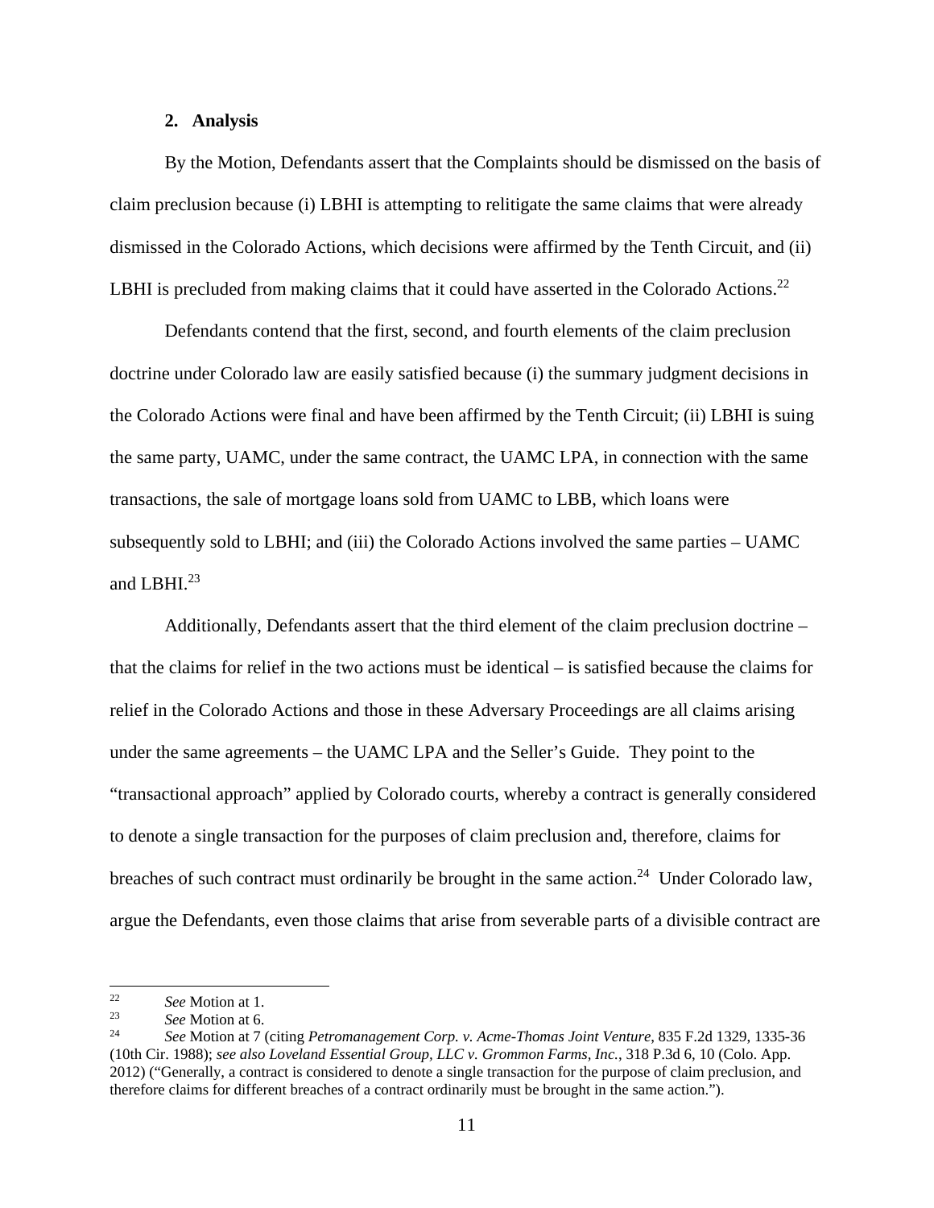### 2. Analysis

By the Motion, Defendants assert that the Complaints should be dismissed on the basis of claim preclusion because (i) LBHI is attempting to relitigate the same claims that were already dismissed in the Colorado Actions, which decisions were affirmed by the Tenth Circuit, and (ii) LBHI is precluded from making claims that it could have asserted in the Colorado Actions.[22]

Defendants contend that the first, second, and fourth elements of the claim preclusion doctrine under Colorado law are easily satisfied because (i) the summary judgment decisions in the Colorado Actions were final and have been affirmed by the Tenth Circuit; (ii) LBHI is suing the same party, UAMC, under the same contract, the UAMC LPA, in connection with the same transactions, the sale of mortgage loans sold from UAMC to LBB, which loans were subsequently sold to LBHI; and (iii) the Colorado Actions involved the same parties – UAMC and LBHI.[23]

Additionally, Defendants assert that the third element of the claim preclusion doctrine – that the claims for relief in the two actions must be identical – is satisfied because the claims for relief in the Colorado Actions and those in these Adversary Proceedings are all claims arising under the same agreements – the UAMC LPA and the Seller's Guide. They point to the "transactional approach" applied by Colorado courts, whereby a contract is generally considered to denote a single transaction for the purposes of claim preclusion and, therefore, claims for breaches of such contract must ordinarily be brought in the same action.[24] Under Colorado law, argue the Defendants, even those claims that arise from severable parts of a divisible contract are

---

[22] *See* Motion at 1.

[23] *See* Motion at 6.

[24] *See* Motion at 7 (citing *Petromanagement Corp. v. Acme-Thomas Joint Venture*, 835 F.2d 1329, 1335-36 (10th Cir. 1988); *see also Loveland Essential Group, LLC v. Grommon Farms, Inc.*, 318 P.3d 6, 10 (Colo. App. 2012) ("Generally, a contract is considered to denote a single transaction for the purpose of claim preclusion, and therefore claims for different breaches of a contract ordinarily must be brought in the same action.").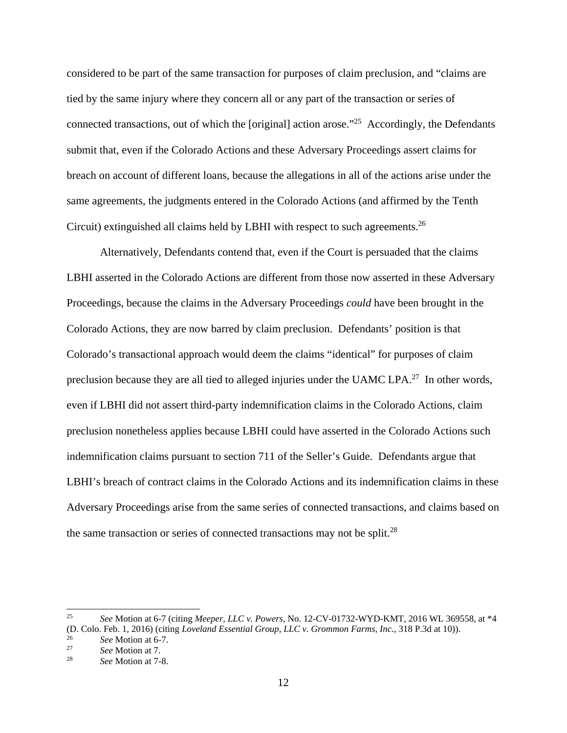considered to be part of the same transaction for purposes of claim preclusion, and "claims are tied by the same injury where they concern all or any part of the transaction or series of connected transactions, out of which the [original] action arose."[25] Accordingly, the Defendants submit that, even if the Colorado Actions and these Adversary Proceedings assert claims for breach on account of different loans, because the allegations in all of the actions arise under the same agreements, the judgments entered in the Colorado Actions (and affirmed by the Tenth Circuit) extinguished all claims held by LBHI with respect to such agreements.[26]

Alternatively, Defendants contend that, even if the Court is persuaded that the claims LBHI asserted in the Colorado Actions are different from those now asserted in these Adversary Proceedings, because the claims in the Adversary Proceedings *could* have been brought in the Colorado Actions, they are now barred by claim preclusion. Defendants' position is that Colorado's transactional approach would deem the claims "identical" for purposes of claim preclusion because they are all tied to alleged injuries under the UAMC LPA.[27] In other words, even if LBHI did not assert third-party indemnification claims in the Colorado Actions, claim preclusion nonetheless applies because LBHI could have asserted in the Colorado Actions such indemnification claims pursuant to section 711 of the Seller's Guide. Defendants argue that LBHI's breach of contract claims in the Colorado Actions and its indemnification claims in these Adversary Proceedings arise from the same series of connected transactions, and claims based on the same transaction or series of connected transactions may not be split.[28]

---

[25] *See* Motion at 6-7 (citing *Meeper, LLC v. Powers*, No. 12-CV-01732-WYD-KMT, 2016 WL 369558, at *4 (D. Colo. Feb. 1, 2016) (citing *Loveland Essential Group, LLC v. Grommon Farms, Inc.*, 318 P.3d at 10)).

[26] *See* Motion at 6-7.

[27] *See* Motion at 7.

[28] *See* Motion at 7-8.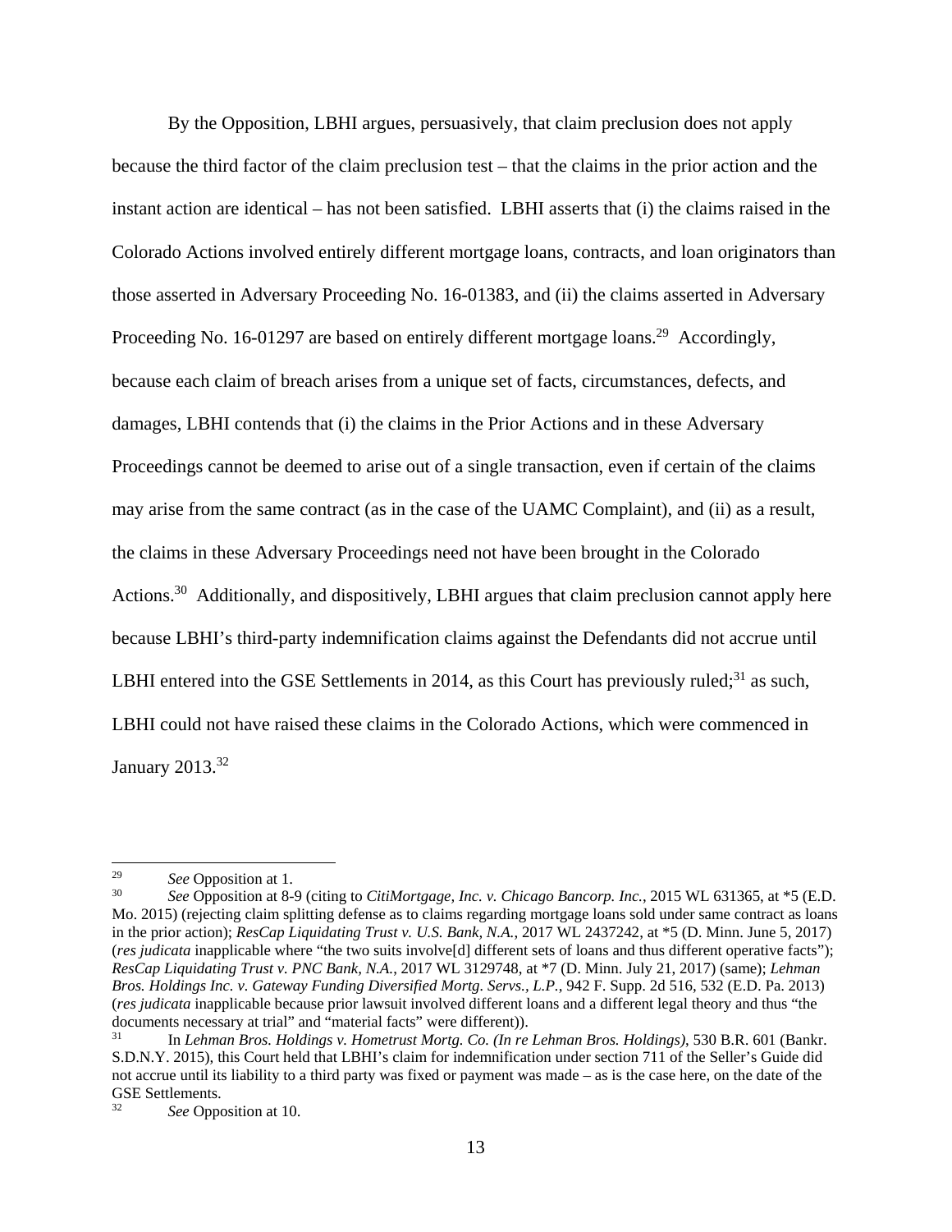By the Opposition, LBHI argues, persuasively, that claim preclusion does not apply because the third factor of the claim preclusion test – that the claims in the prior action and the instant action are identical – has not been satisfied. LBHI asserts that (i) the claims raised in the Colorado Actions involved entirely different mortgage loans, contracts, and loan originators than those asserted in Adversary Proceeding No. 16-01383, and (ii) the claims asserted in Adversary Proceeding No. 16-01297 are based on entirely different mortgage loans.[29] Accordingly, because each claim of breach arises from a unique set of facts, circumstances, defects, and damages, LBHI contends that (i) the claims in the Prior Actions and in these Adversary Proceedings cannot be deemed to arise out of a single transaction, even if certain of the claims may arise from the same contract (as in the case of the UAMC Complaint), and (ii) as a result, the claims in these Adversary Proceedings need not have been brought in the Colorado Actions.[30] Additionally, and dispositively, LBHI argues that claim preclusion cannot apply here because LBHI's third-party indemnification claims against the Defendants did not accrue until LBHI entered into the GSE Settlements in 2014, as this Court has previously ruled;[31] as such, LBHI could not have raised these claims in the Colorado Actions, which were commenced in January 2013.[32]

---

[29] *See* Opposition at 1.

[30] *See* Opposition at 8-9 (citing to *CitiMortgage, Inc. v. Chicago Bancorp. Inc.*, 2015 WL 631365, at *5 (E.D. Mo. 2015) (rejecting claim splitting defense as to claims regarding mortgage loans sold under same contract as loans in the prior action); *ResCap Liquidating Trust v. U.S. Bank, N.A.*, 2017 WL 2437242, at *5 (D. Minn. June 5, 2017) (*res judicata* inapplicable where "the two suits involve[d] different sets of loans and thus different operative facts"); *ResCap Liquidating Trust v. PNC Bank, N.A.*, 2017 WL 3129748, at *7 (D. Minn. July 21, 2017) (same); *Lehman Bros. Holdings Inc. v. Gateway Funding Diversified Mortg. Servs., L.P.*, 942 F. Supp. 2d 516, 532 (E.D. Pa. 2013) (*res judicata* inapplicable because prior lawsuit involved different loans and a different legal theory and thus "the documents necessary at trial" and "material facts" were different)).

[31] In *Lehman Bros. Holdings v. Hometrust Mortg. Co. (In re Lehman Bros. Holdings)*, 530 B.R. 601 (Bankr. S.D.N.Y. 2015), this Court held that LBHI's claim for indemnification under section 711 of the Seller's Guide did not accrue until its liability to a third party was fixed or payment was made – as is the case here, on the date of the GSE Settlements.

[32] *See* Opposition at 10.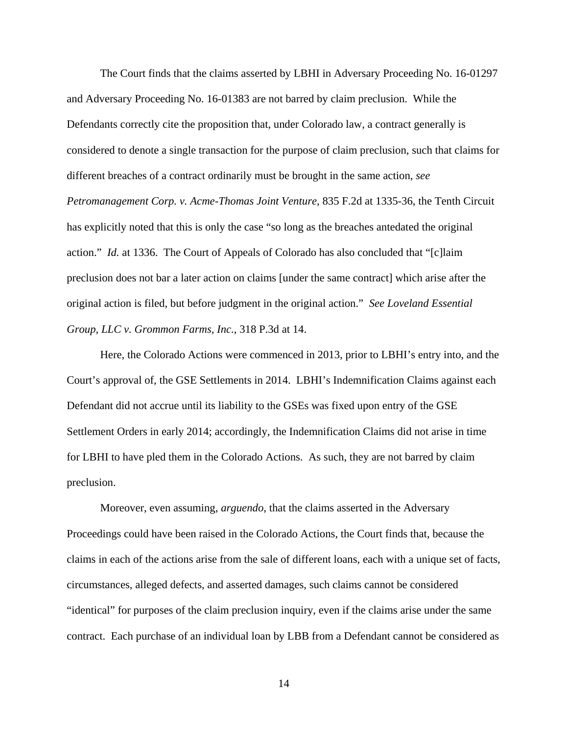The Court finds that the claims asserted by LBHI in Adversary Proceeding No. 16-01297 and Adversary Proceeding No. 16-01383 are not barred by claim preclusion. While the Defendants correctly cite the proposition that, under Colorado law, a contract generally is considered to denote a single transaction for the purpose of claim preclusion, such that claims for different breaches of a contract ordinarily must be brought in the same action, *see Petromanagement Corp. v. Acme-Thomas Joint Venture*, 835 F.2d at 1335-36, the Tenth Circuit has explicitly noted that this is only the case "so long as the breaches antedated the original action." *Id.* at 1336. The Court of Appeals of Colorado has also concluded that "[c]laim preclusion does not bar a later action on claims [under the same contract] which arise after the original action is filed, but before judgment in the original action." *See Loveland Essential Group, LLC v. Grommon Farms, Inc.*, 318 P.3d at 14.

Here, the Colorado Actions were commenced in 2013, prior to LBHI's entry into, and the Court's approval of, the GSE Settlements in 2014. LBHI's Indemnification Claims against each Defendant did not accrue until its liability to the GSEs was fixed upon entry of the GSE Settlement Orders in early 2014; accordingly, the Indemnification Claims did not arise in time for LBHI to have pled them in the Colorado Actions. As such, they are not barred by claim preclusion.

Moreover, even assuming, *arguendo*, that the claims asserted in the Adversary Proceedings could have been raised in the Colorado Actions, the Court finds that, because the claims in each of the actions arise from the sale of different loans, each with a unique set of facts, circumstances, alleged defects, and asserted damages, such claims cannot be considered "identical" for purposes of the claim preclusion inquiry, even if the claims arise under the same contract. Each purchase of an individual loan by LBB from a Defendant cannot be considered as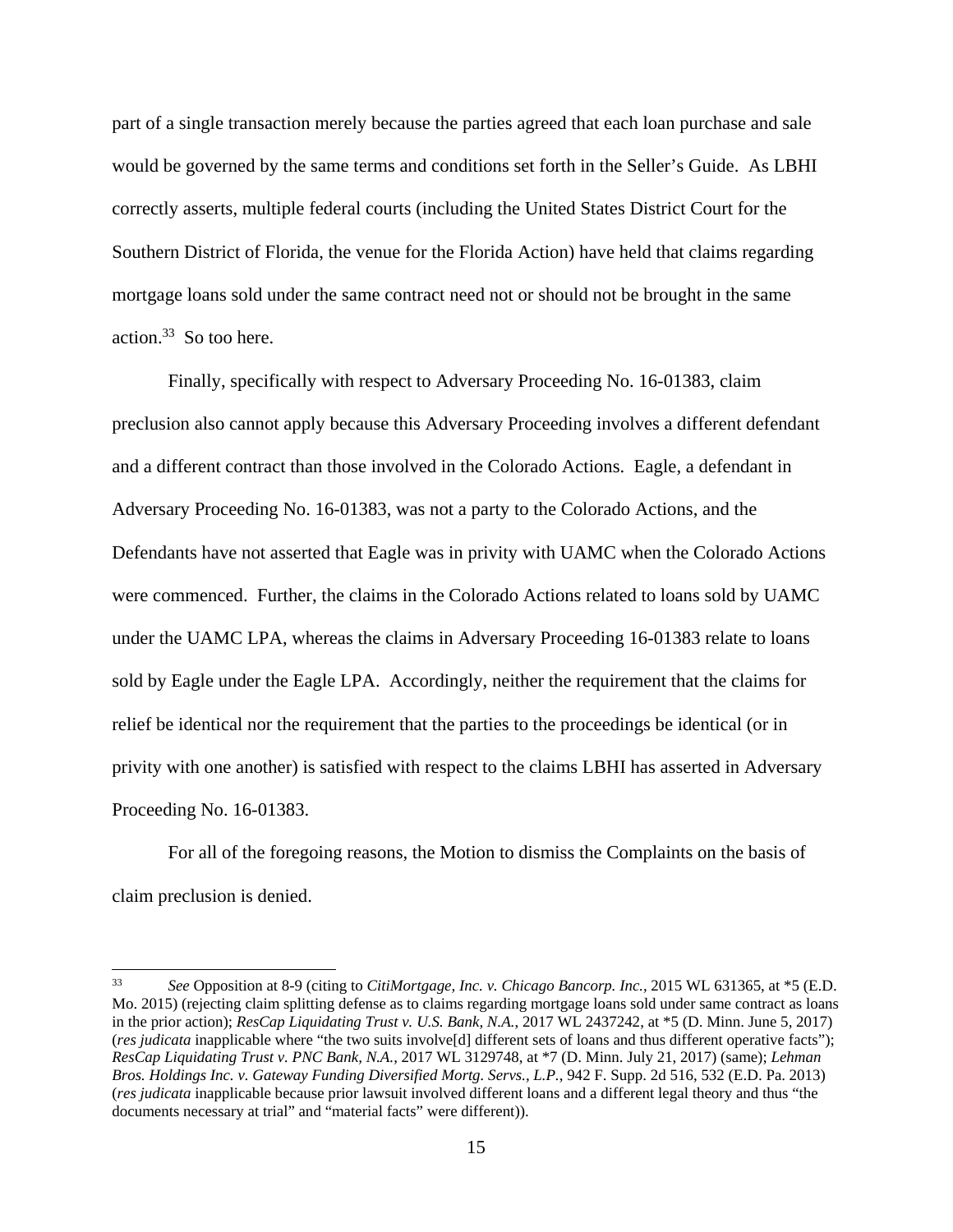part of a single transaction merely because the parties agreed that each loan purchase and sale would be governed by the same terms and conditions set forth in the Seller's Guide. As LBHI correctly asserts, multiple federal courts (including the United States District Court for the Southern District of Florida, the venue for the Florida Action) have held that claims regarding mortgage loans sold under the same contract need not or should not be brought in the same action.[33] So too here.

Finally, specifically with respect to Adversary Proceeding No. 16-01383, claim preclusion also cannot apply because this Adversary Proceeding involves a different defendant and a different contract than those involved in the Colorado Actions. Eagle, a defendant in Adversary Proceeding No. 16-01383, was not a party to the Colorado Actions, and the Defendants have not asserted that Eagle was in privity with UAMC when the Colorado Actions were commenced. Further, the claims in the Colorado Actions related to loans sold by UAMC under the UAMC LPA, whereas the claims in Adversary Proceeding 16-01383 relate to loans sold by Eagle under the Eagle LPA. Accordingly, neither the requirement that the claims for relief be identical nor the requirement that the parties to the proceedings be identical (or in privity with one another) is satisfied with respect to the claims LBHI has asserted in Adversary Proceeding No. 16-01383.

For all of the foregoing reasons, the Motion to dismiss the Complaints on the basis of claim preclusion is denied.

---

[33] *See* Opposition at 8-9 (citing to *CitiMortgage, Inc. v. Chicago Bancorp. Inc.*, 2015 WL 631365, at *5 (E.D. Mo. 2015) (rejecting claim splitting defense as to claims regarding mortgage loans sold under same contract as loans in the prior action); *ResCap Liquidating Trust v. U.S. Bank, N.A.*, 2017 WL 2437242, at *5 (D. Minn. June 5, 2017) (*res judicata* inapplicable where "the two suits involve[d] different sets of loans and thus different operative facts"); *ResCap Liquidating Trust v. PNC Bank, N.A.*, 2017 WL 3129748, at *7 (D. Minn. July 21, 2017) (same); *Lehman Bros. Holdings Inc. v. Gateway Funding Diversified Mortg. Servs., L.P.*, 942 F. Supp. 2d 516, 532 (E.D. Pa. 2013) (*res judicata* inapplicable because prior lawsuit involved different loans and a different legal theory and thus "the documents necessary at trial" and "material facts" were different)).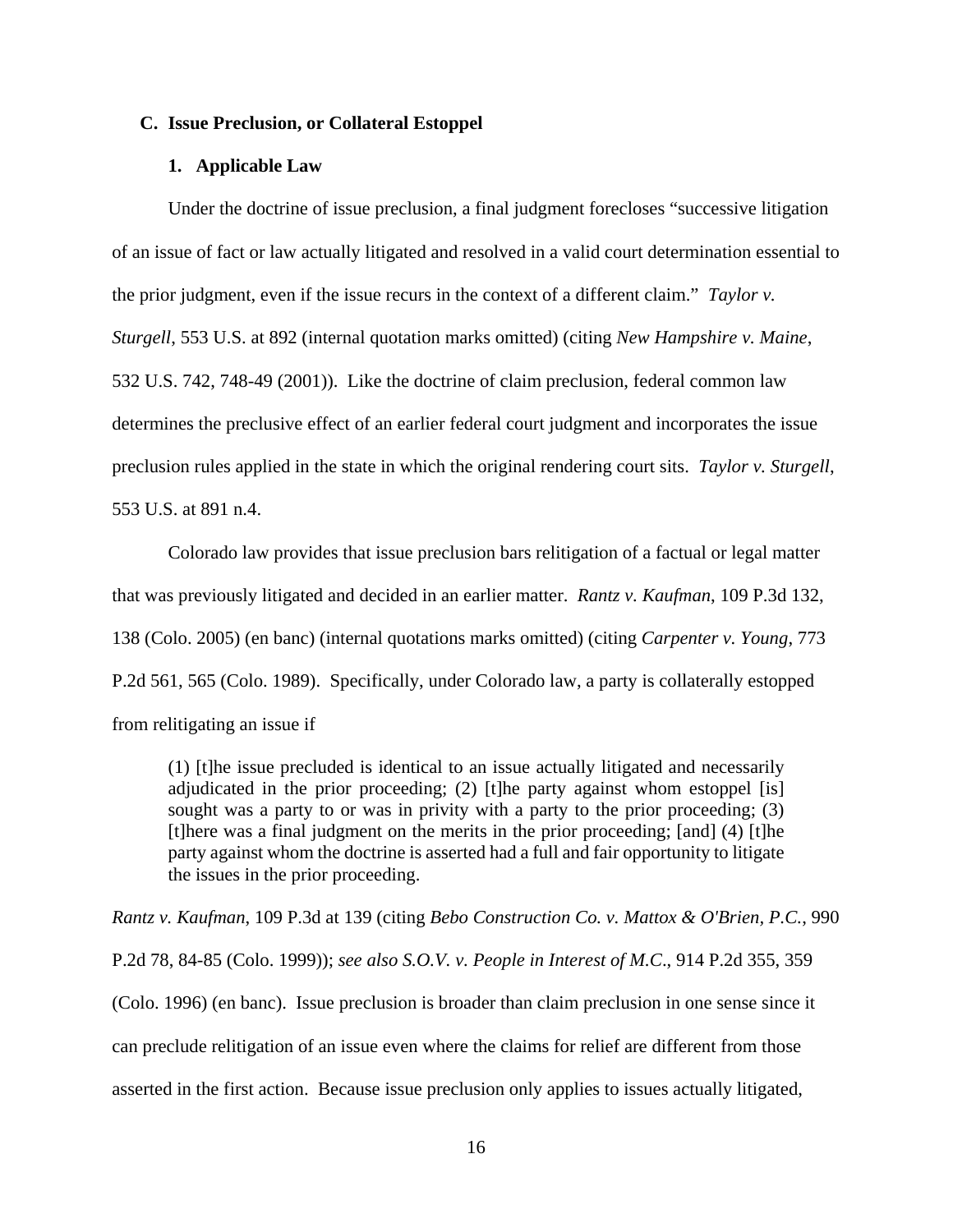### C. Issue Preclusion, or Collateral Estoppel

#### 1. Applicable Law

Under the doctrine of issue preclusion, a final judgment forecloses "successive litigation of an issue of fact or law actually litigated and resolved in a valid court determination essential to the prior judgment, even if the issue recurs in the context of a different claim." *Taylor v. Sturgell*, 553 U.S. at 892 (internal quotation marks omitted) (citing *New Hampshire v. Maine*, 532 U.S. 742, 748-49 (2001)). Like the doctrine of claim preclusion, federal common law determines the preclusive effect of an earlier federal court judgment and incorporates the issue preclusion rules applied in the state in which the original rendering court sits. *Taylor v. Sturgell*, 553 U.S. at 891 n.4.

Colorado law provides that issue preclusion bars relitigation of a factual or legal matter that was previously litigated and decided in an earlier matter. *Rantz v. Kaufman*, 109 P.3d 132, 138 (Colo. 2005) (en banc) (internal quotations marks omitted) (citing *Carpenter v. Young*, 773 P.2d 561, 565 (Colo. 1989). Specifically, under Colorado law, a party is collaterally estopped from relitigating an issue if

> (1) [t]he issue precluded is identical to an issue actually litigated and necessarily adjudicated in the prior proceeding; (2) [t]he party against whom estoppel [is] sought was a party to or was in privity with a party to the prior proceeding; (3) [t]here was a final judgment on the merits in the prior proceeding; [and] (4) [t]he party against whom the doctrine is asserted had a full and fair opportunity to litigate the issues in the prior proceeding.

*Rantz v. Kaufman*, 109 P.3d at 139 (citing *Bebo Construction Co. v. Mattox & O'Brien, P.C.*, 990 P.2d 78, 84-85 (Colo. 1999)); *see also S.O.V. v. People in Interest of M.C.*, 914 P.2d 355, 359 (Colo. 1996) (en banc). Issue preclusion is broader than claim preclusion in one sense since it can preclude relitigation of an issue even where the claims for relief are different from those asserted in the first action. Because issue preclusion only applies to issues actually litigated,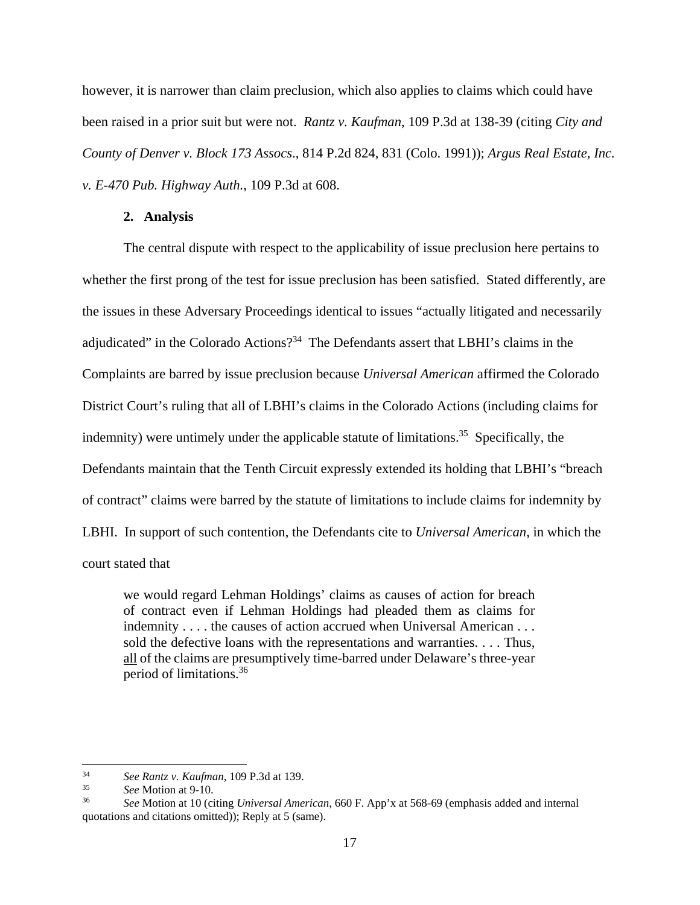however, it is narrower than claim preclusion, which also applies to claims which could have been raised in a prior suit but were not. *Rantz v. Kaufman*, 109 P.3d at 138-39 (citing *City and County of Denver v. Block 173 Assocs*., 814 P.2d 824, 831 (Colo. 1991)); *Argus Real Estate, Inc. v. E-470 Pub. Highway Auth.*, 109 P.3d at 608.

### 2. Analysis

The central dispute with respect to the applicability of issue preclusion here pertains to whether the first prong of the test for issue preclusion has been satisfied. Stated differently, are the issues in these Adversary Proceedings identical to issues "actually litigated and necessarily adjudicated" in the Colorado Actions?[34] The Defendants assert that LBHI's claims in the Complaints are barred by issue preclusion because *Universal American* affirmed the Colorado District Court's ruling that all of LBHI's claims in the Colorado Actions (including claims for indemnity) were untimely under the applicable statute of limitations.[35] Specifically, the Defendants maintain that the Tenth Circuit expressly extended its holding that LBHI's "breach of contract" claims were barred by the statute of limitations to include claims for indemnity by LBHI. In support of such contention, the Defendants cite to *Universal American*, in which the court stated that

> we would regard Lehman Holdings' claims as causes of action for breach of contract even if Lehman Holdings had pleaded them as claims for indemnity . . . . the causes of action accrued when Universal American . . . sold the defective loans with the representations and warranties. . . . Thus, <u>all</u> of the claims are presumptively time-barred under Delaware's three-year period of limitations.[36]

---

[34] *See Rantz v. Kaufman*, 109 P.3d at 139.

[35] *See* Motion at 9-10.

[36] *See* Motion at 10 (citing *Universal American*, 660 F. App'x at 568-69 (emphasis added and internal quotations and citations omitted)); Reply at 5 (same).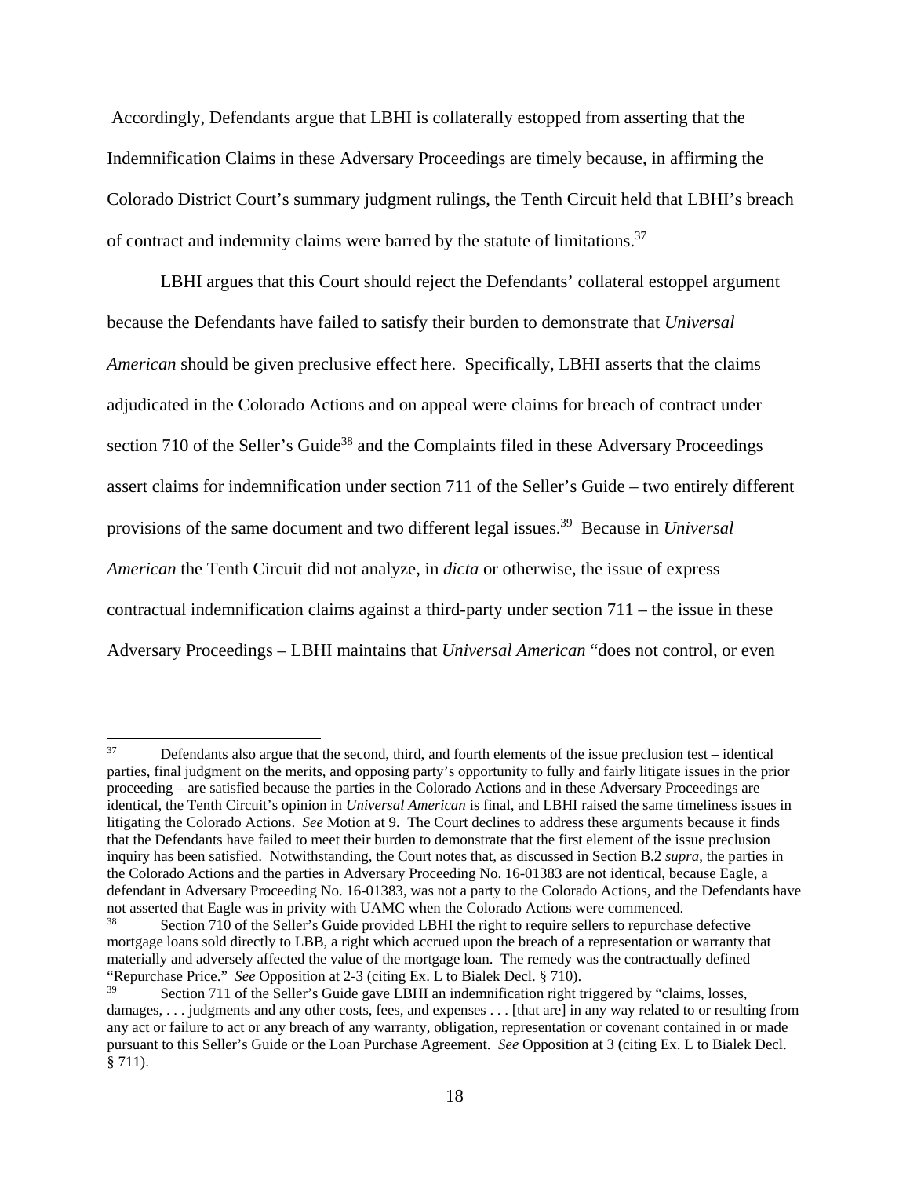Accordingly, Defendants argue that LBHI is collaterally estopped from asserting that the Indemnification Claims in these Adversary Proceedings are timely because, in affirming the Colorado District Court's summary judgment rulings, the Tenth Circuit held that LBHI's breach of contract and indemnity claims were barred by the statute of limitations.[37]

LBHI argues that this Court should reject the Defendants' collateral estoppel argument because the Defendants have failed to satisfy their burden to demonstrate that *Universal American* should be given preclusive effect here. Specifically, LBHI asserts that the claims adjudicated in the Colorado Actions and on appeal were claims for breach of contract under section 710 of the Seller's Guide[38] and the Complaints filed in these Adversary Proceedings assert claims for indemnification under section 711 of the Seller's Guide – two entirely different provisions of the same document and two different legal issues.[39] Because in *Universal American* the Tenth Circuit did not analyze, in *dicta* or otherwise, the issue of express contractual indemnification claims against a third-party under section 711 – the issue in these Adversary Proceedings – LBHI maintains that *Universal American* "does not control, or even

---

[37] Defendants also argue that the second, third, and fourth elements of the issue preclusion test – identical parties, final judgment on the merits, and opposing party's opportunity to fully and fairly litigate issues in the prior proceeding – are satisfied because the parties in the Colorado Actions and in these Adversary Proceedings are identical, the Tenth Circuit's opinion in *Universal American* is final, and LBHI raised the same timeliness issues in litigating the Colorado Actions. *See* Motion at 9. The Court declines to address these arguments because it finds that the Defendants have failed to meet their burden to demonstrate that the first element of the issue preclusion inquiry has been satisfied. Notwithstanding, the Court notes that, as discussed in Section B.2 *supra*, the parties in the Colorado Actions and the parties in Adversary Proceeding No. 16-01383 are not identical, because Eagle, a defendant in Adversary Proceeding No. 16-01383, was not a party to the Colorado Actions, and the Defendants have not asserted that Eagle was in privity with UAMC when the Colorado Actions were commenced.

[38] Section 710 of the Seller's Guide provided LBHI the right to require sellers to repurchase defective mortgage loans sold directly to LBB, a right which accrued upon the breach of a representation or warranty that materially and adversely affected the value of the mortgage loan. The remedy was the contractually defined "Repurchase Price." *See* Opposition at 2-3 (citing Ex. L to Bialek Decl. § 710).

[39] Section 711 of the Seller's Guide gave LBHI an indemnification right triggered by "claims, losses, damages, . . . judgments and any other costs, fees, and expenses . . . [that are] in any way related to or resulting from any act or failure to act or any breach of any warranty, obligation, representation or covenant contained in or made pursuant to this Seller's Guide or the Loan Purchase Agreement. *See* Opposition at 3 (citing Ex. L to Bialek Decl. § 711).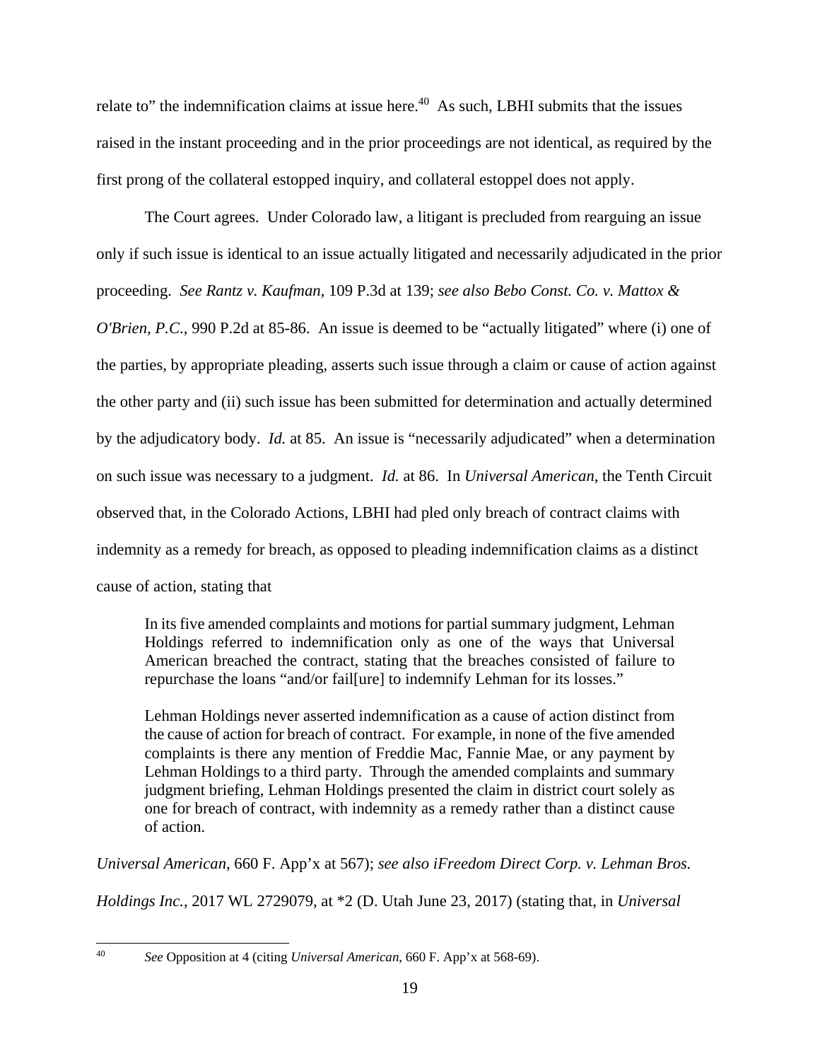relate to" the indemnification claims at issue here.[40] As such, LBHI submits that the issues raised in the instant proceeding and in the prior proceedings are not identical, as required by the first prong of the collateral estopped inquiry, and collateral estoppel does not apply.

The Court agrees. Under Colorado law, a litigant is precluded from rearguing an issue only if such issue is identical to an issue actually litigated and necessarily adjudicated in the prior proceeding. *See Rantz v. Kaufman*, 109 P.3d at 139; *see also Bebo Const. Co. v. Mattox & O'Brien, P.C.*, 990 P.2d at 85-86. An issue is deemed to be "actually litigated" where (i) one of the parties, by appropriate pleading, asserts such issue through a claim or cause of action against the other party and (ii) such issue has been submitted for determination and actually determined by the adjudicatory body. *Id.* at 85. An issue is "necessarily adjudicated" when a determination on such issue was necessary to a judgment. *Id.* at 86. In *Universal American*, the Tenth Circuit observed that, in the Colorado Actions, LBHI had pled only breach of contract claims with indemnity as a remedy for breach, as opposed to pleading indemnification claims as a distinct cause of action, stating that

> In its five amended complaints and motions for partial summary judgment, Lehman Holdings referred to indemnification only as one of the ways that Universal American breached the contract, stating that the breaches consisted of failure to repurchase the loans "and/or fail[ure] to indemnify Lehman for its losses."
>
> Lehman Holdings never asserted indemnification as a cause of action distinct from the cause of action for breach of contract. For example, in none of the five amended complaints is there any mention of Freddie Mac, Fannie Mae, or any payment by Lehman Holdings to a third party. Through the amended complaints and summary judgment briefing, Lehman Holdings presented the claim in district court solely as one for breach of contract, with indemnity as a remedy rather than a distinct cause of action.

*Universal American*, 660 F. App'x at 567); *see also iFreedom Direct Corp. v. Lehman Bros. Holdings Inc.*, 2017 WL 2729079, at *2 (D. Utah June 23, 2017) (stating that, in *Universal*

---

[40] *See* Opposition at 4 (citing *Universal American*, 660 F. App'x at 568-69).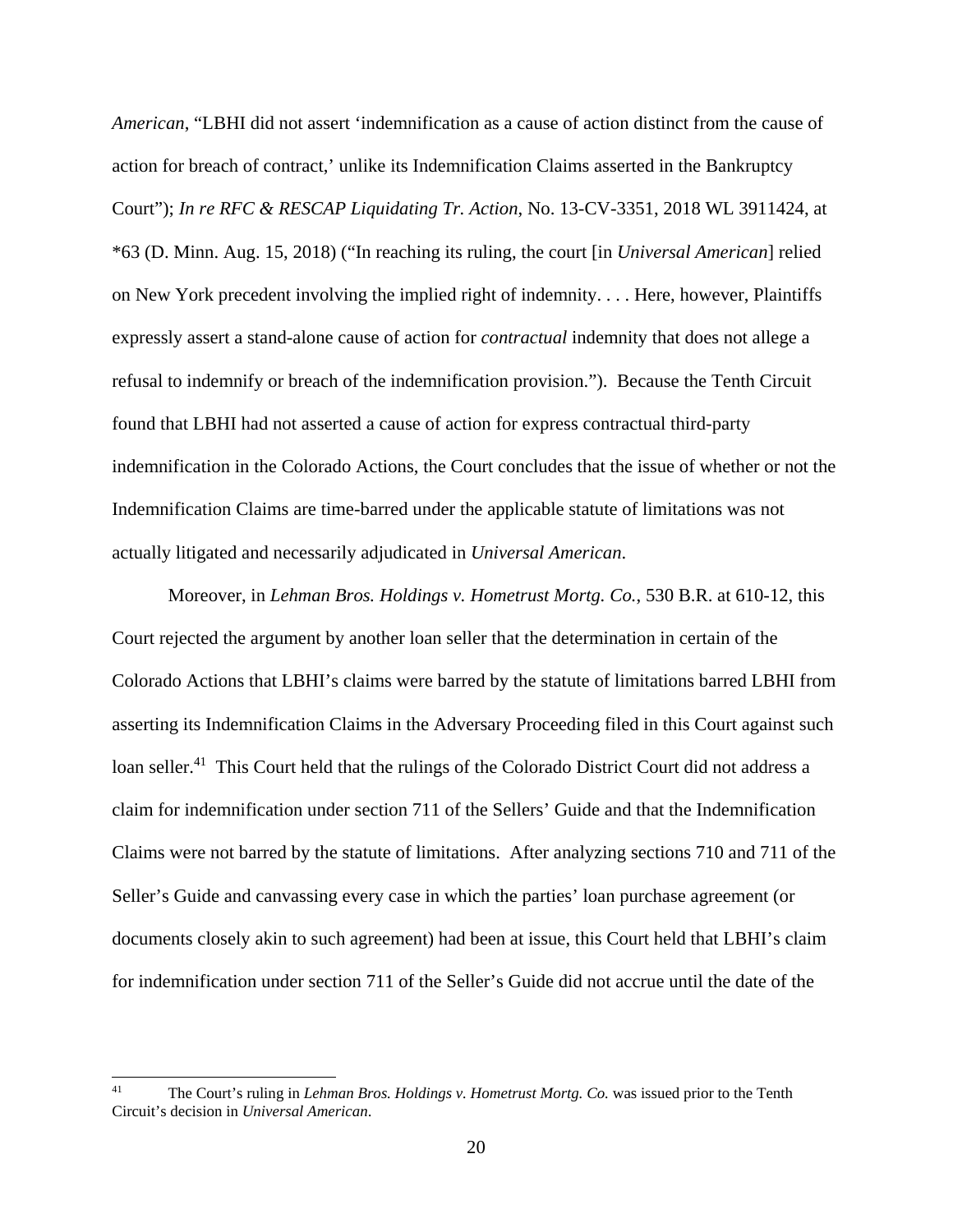*American*, "LBHI did not assert 'indemnification as a cause of action distinct from the cause of action for breach of contract,' unlike its Indemnification Claims asserted in the Bankruptcy Court"); *In re RFC & RESCAP Liquidating Tr. Action*, No. 13-CV-3351, 2018 WL 3911424, at *63 (D. Minn. Aug. 15, 2018) ("In reaching its ruling, the court [in *Universal American*] relied on New York precedent involving the implied right of indemnity. . . . Here, however, Plaintiffs expressly assert a stand-alone cause of action for *contractual* indemnity that does not allege a refusal to indemnify or breach of the indemnification provision."). Because the Tenth Circuit found that LBHI had not asserted a cause of action for express contractual third-party indemnification in the Colorado Actions, the Court concludes that the issue of whether or not the Indemnification Claims are time-barred under the applicable statute of limitations was not actually litigated and necessarily adjudicated in *Universal American*.

Moreover, in *Lehman Bros. Holdings v. Hometrust Mortg. Co.*, 530 B.R. at 610-12, this Court rejected the argument by another loan seller that the determination in certain of the Colorado Actions that LBHI's claims were barred by the statute of limitations barred LBHI from asserting its Indemnification Claims in the Adversary Proceeding filed in this Court against such loan seller.[41] This Court held that the rulings of the Colorado District Court did not address a claim for indemnification under section 711 of the Sellers' Guide and that the Indemnification Claims were not barred by the statute of limitations. After analyzing sections 710 and 711 of the Seller's Guide and canvassing every case in which the parties' loan purchase agreement (or documents closely akin to such agreement) had been at issue, this Court held that LBHI's claim for indemnification under section 711 of the Seller's Guide did not accrue until the date of the

[41] The Court's ruling in *Lehman Bros. Holdings v. Hometrust Mortg. Co.* was issued prior to the Tenth Circuit's decision in *Universal American*.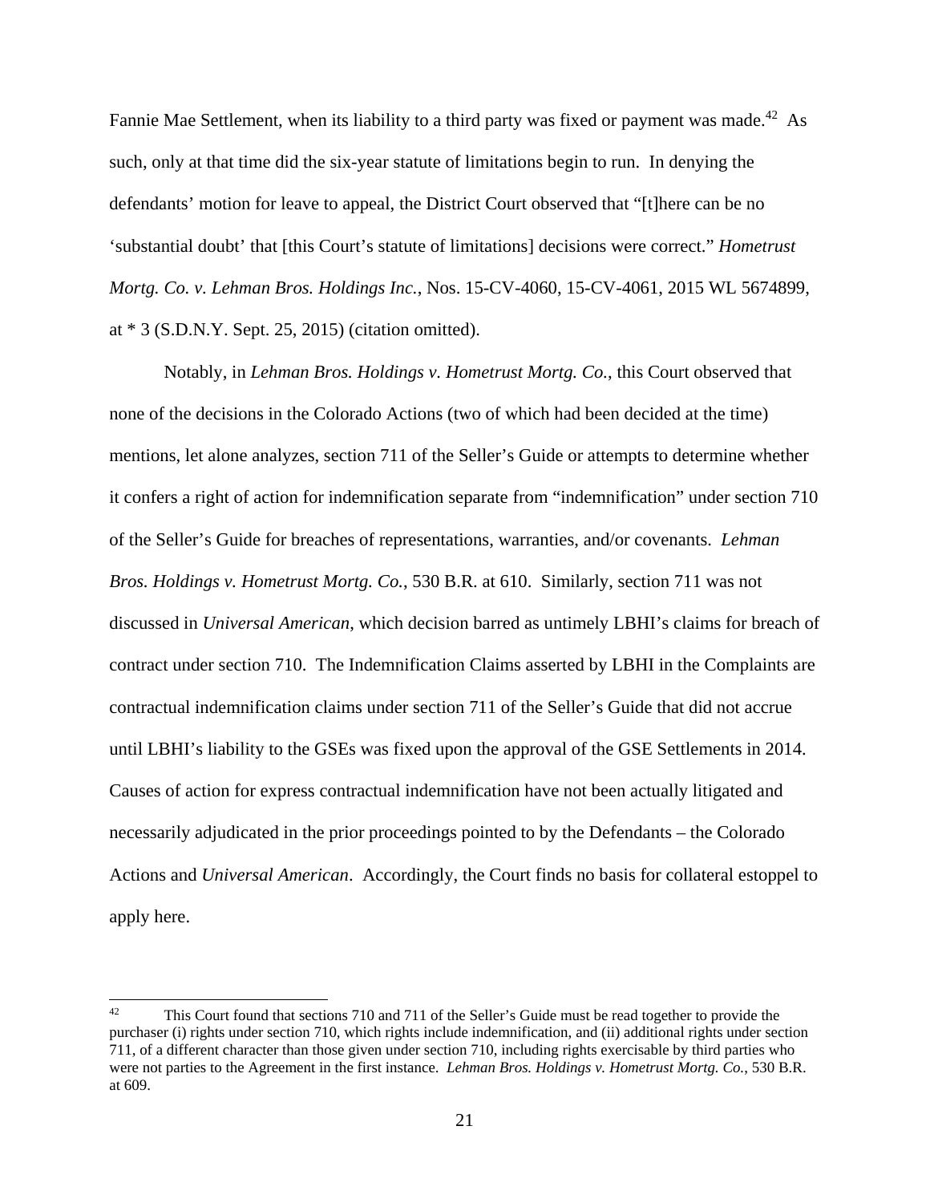Fannie Mae Settlement, when its liability to a third party was fixed or payment was made.[42] As such, only at that time did the six-year statute of limitations begin to run. In denying the defendants' motion for leave to appeal, the District Court observed that "[t]here can be no 'substantial doubt' that [this Court's statute of limitations] decisions were correct." *Hometrust Mortg. Co. v. Lehman Bros. Holdings Inc.*, Nos. 15-CV-4060, 15-CV-4061, 2015 WL 5674899, at * 3 (S.D.N.Y. Sept. 25, 2015) (citation omitted).

Notably, in *Lehman Bros. Holdings v. Hometrust Mortg. Co.*, this Court observed that none of the decisions in the Colorado Actions (two of which had been decided at the time) mentions, let alone analyzes, section 711 of the Seller's Guide or attempts to determine whether it confers a right of action for indemnification separate from "indemnification" under section 710 of the Seller's Guide for breaches of representations, warranties, and/or covenants. *Lehman Bros. Holdings v. Hometrust Mortg. Co.*, 530 B.R. at 610. Similarly, section 711 was not discussed in *Universal American*, which decision barred as untimely LBHI's claims for breach of contract under section 710. The Indemnification Claims asserted by LBHI in the Complaints are contractual indemnification claims under section 711 of the Seller's Guide that did not accrue until LBHI's liability to the GSEs was fixed upon the approval of the GSE Settlements in 2014. Causes of action for express contractual indemnification have not been actually litigated and necessarily adjudicated in the prior proceedings pointed to by the Defendants – the Colorado Actions and *Universal American*. Accordingly, the Court finds no basis for collateral estoppel to apply here.

---

[42] This Court found that sections 710 and 711 of the Seller's Guide must be read together to provide the purchaser (i) rights under section 710, which rights include indemnification, and (ii) additional rights under section 711, of a different character than those given under section 710, including rights exercisable by third parties who were not parties to the Agreement in the first instance. *Lehman Bros. Holdings v. Hometrust Mortg. Co.*, 530 B.R. at 609.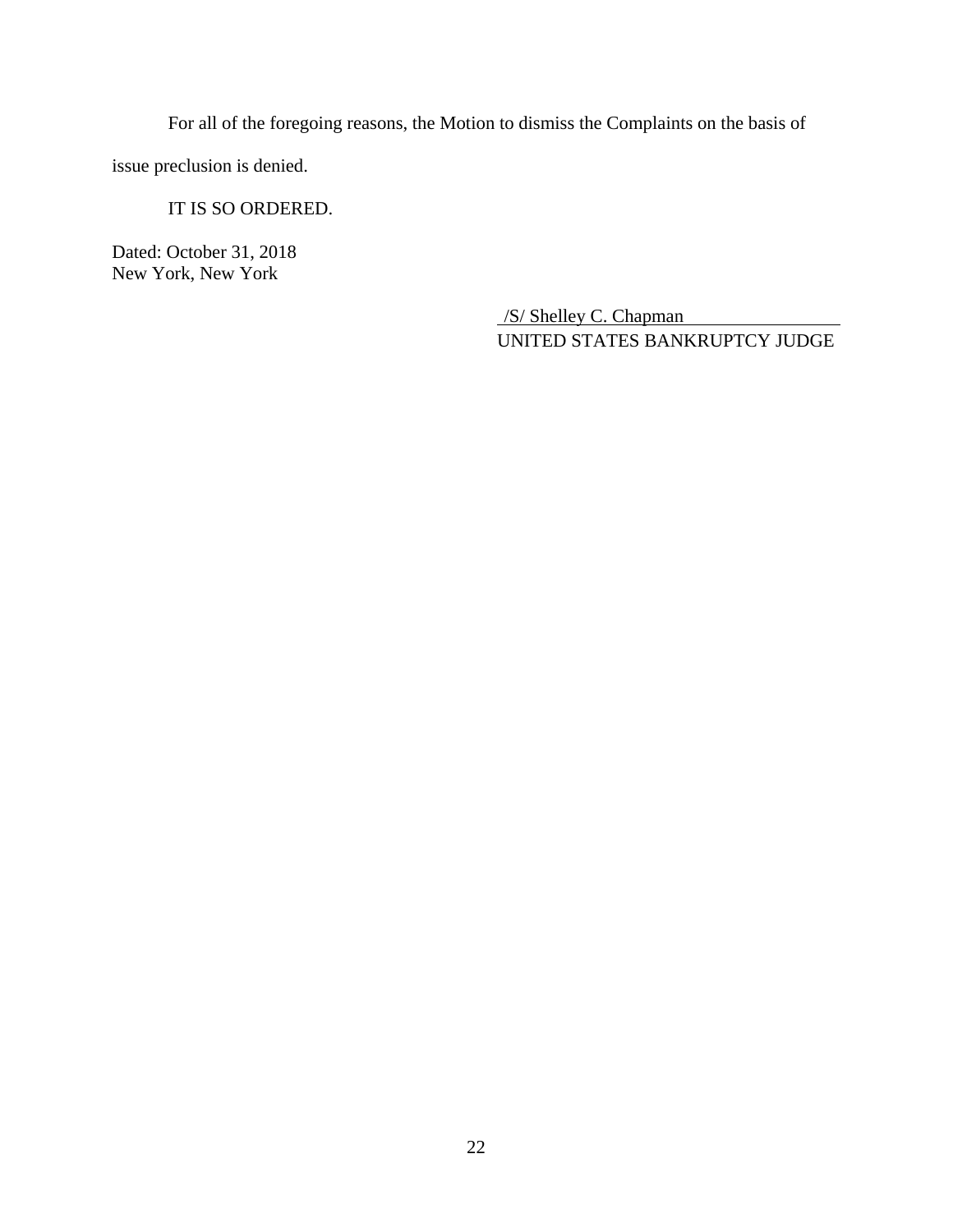For all of the foregoing reasons, the Motion to dismiss the Complaints on the basis of issue preclusion is denied.

IT IS SO ORDERED.

Dated: October 31, 2018
New York, New York

/S/ Shelley C. Chapman
UNITED STATES BANKRUPTCY JUDGE